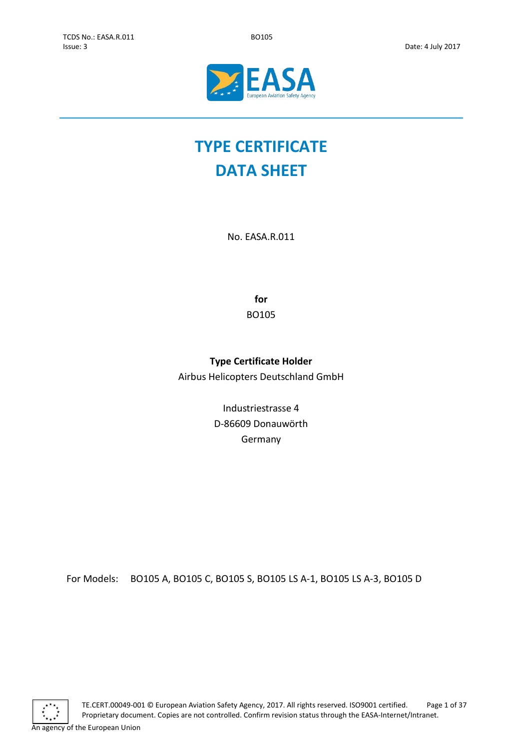# TYPE CERTIFICATE DATA SHEET

No. EASA.R.011

**for**

BO105

**Type Certificate Holder**

Airbus Helicopters Deutschland GmbH

Industriestrasse 4

D-86609 Donauwörth

Germany

For Models: BO105 A, BO105 C, BO105 S, BO105 LS A-1, BO105 LS A-3, BO105 D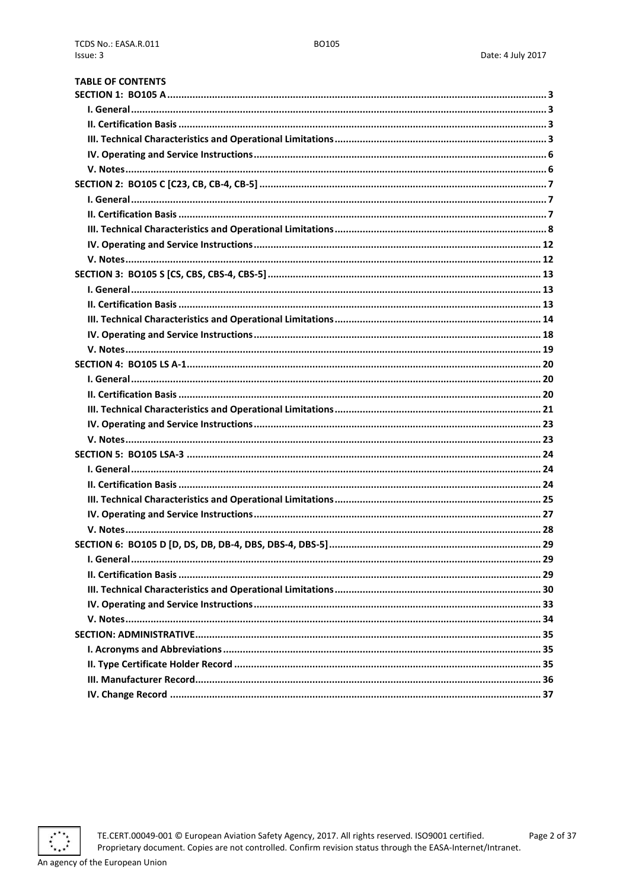**TABLE OF CONTENTS**

**SECTION 1: BO105 A** .......... 3
- **I. General** .......... 3
- **II. Certification Basis** .......... 3
- **III. Technical Characteristics and Operational Limitations** .......... 3
- **IV. Operating and Service Instructions** .......... 6
- **V. Notes** .......... 6

**SECTION 2: BO105 C [C23, CB, CB-4, CB-5]** .......... 7
- **I. General** .......... 7
- **II. Certification Basis** .......... 7
- **III. Technical Characteristics and Operational Limitations** .......... 8
- **IV. Operating and Service Instructions** .......... 12
- **V. Notes** .......... 12

**SECTION 3: BO105 S [CS, CBS, CBS-4, CBS-5]** .......... 13
- **I. General** .......... 13
- **II. Certification Basis** .......... 13
- **III. Technical Characteristics and Operational Limitations** .......... 14
- **IV. Operating and Service Instructions** .......... 18
- **V. Notes** .......... 19

**SECTION 4: BO105 LS A-1** .......... 20
- **I. General** .......... 20
- **II. Certification Basis** .......... 20
- **III. Technical Characteristics and Operational Limitations** .......... 21
- **IV. Operating and Service Instructions** .......... 23
- **V. Notes** .......... 23

**SECTION 5: BO105 LSA-3** .......... 24
- **I. General** .......... 24
- **II. Certification Basis** .......... 24
- **III. Technical Characteristics and Operational Limitations** .......... 25
- **IV. Operating and Service Instructions** .......... 27
- **V. Notes** .......... 28

**SECTION 6: BO105 D [D, DS, DB, DB-4, DBS, DBS-4, DBS-5]** .......... 29
- **I. General** .......... 29
- **II. Certification Basis** .......... 29
- **III. Technical Characteristics and Operational Limitations** .......... 30
- **IV. Operating and Service Instructions** .......... 33
- **V. Notes** .......... 34

**SECTION: ADMINISTRATIVE** .......... 35
- **I. Acronyms and Abbreviations** .......... 35
- **II. Type Certificate Holder Record** .......... 35
- **III. Manufacturer Record** .......... 36
- **IV. Change Record** .......... 37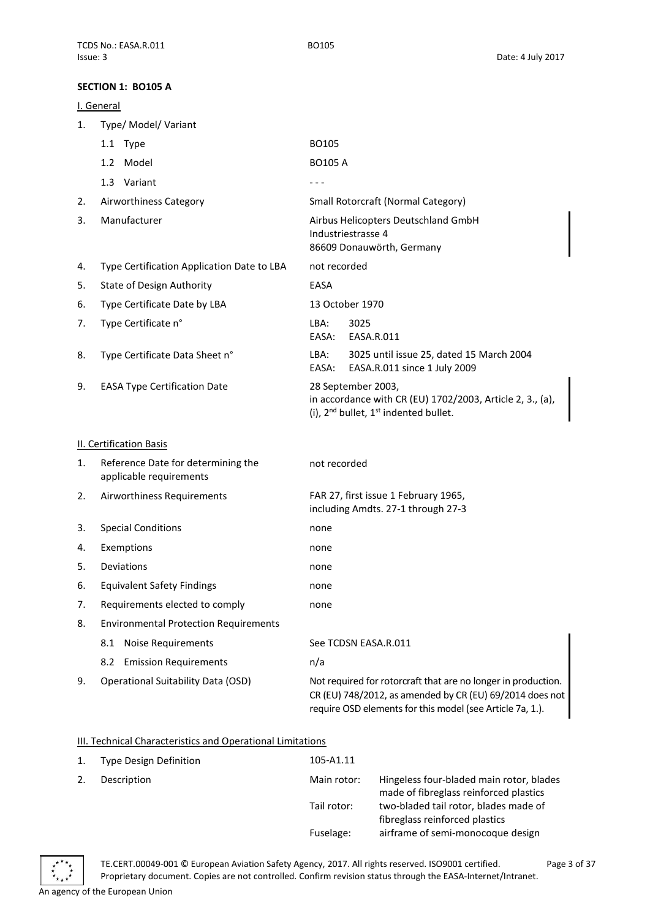## SECTION 1: BO105 A

### I. General

| | | |
|---|---|---|
| 1. | Type/ Model/ Variant | |
| | 1.1 Type | BO105 |
| | 1.2 Model | BO105 A |
| | 1.3 Variant | - - - |
| 2. | Airworthiness Category | Small Rotorcraft (Normal Category) |
| 3. | Manufacturer | Airbus Helicopters Deutschland GmbH<br>Industriestrasse 4<br>86609 Donauwörth, Germany |
| 4. | Type Certification Application Date to LBA | not recorded |
| 5. | State of Design Authority | EASA |
| 6. | Type Certificate Date by LBA | 13 October 1970 |
| 7. | Type Certificate n° | LBA: 3025<br>EASA: EASA.R.011 |
| 8. | Type Certificate Data Sheet n° | LBA: 3025 until issue 25, dated 15 March 2004<br>EASA: EASA.R.011 since 1 July 2009 |
| 9. | EASA Type Certification Date | 28 September 2003,<br>in accordance with CR (EU) 1702/2003, Article 2, 3., (a), (i), 2nd bullet, 1st indented bullet. |

### II. Certification Basis

| | | |
|---|---|---|
| 1. | Reference Date for determining the applicable requirements | not recorded |
| 2. | Airworthiness Requirements | FAR 27, first issue 1 February 1965, including Amdts. 27-1 through 27-3 |
| 3. | Special Conditions | none |
| 4. | Exemptions | none |
| 5. | Deviations | none |
| 6. | Equivalent Safety Findings | none |
| 7. | Requirements elected to comply | none |
| 8. | Environmental Protection Requirements | |
| | 8.1 Noise Requirements | See TCDSN EASA.R.011 |
| | 8.2 Emission Requirements | n/a |
| 9. | Operational Suitability Data (OSD) | Not required for rotorcraft that are no longer in production. CR (EU) 748/2012, as amended by CR (EU) 69/2014 does not require OSD elements for this model (see Article 7a, 1.). |

### III. Technical Characteristics and Operational Limitations

| | | | |
|---|---|---|---|
| 1. | Type Design Definition | 105-A1.11 | |
| 2. | Description | Main rotor: | Hingeless four-bladed main rotor, blades made of fibreglass reinforced plastics |
| | | Tail rotor: | two-bladed tail rotor, blades made of fibreglass reinforced plastics |
| | | Fuselage: | airframe of semi-monocoque design |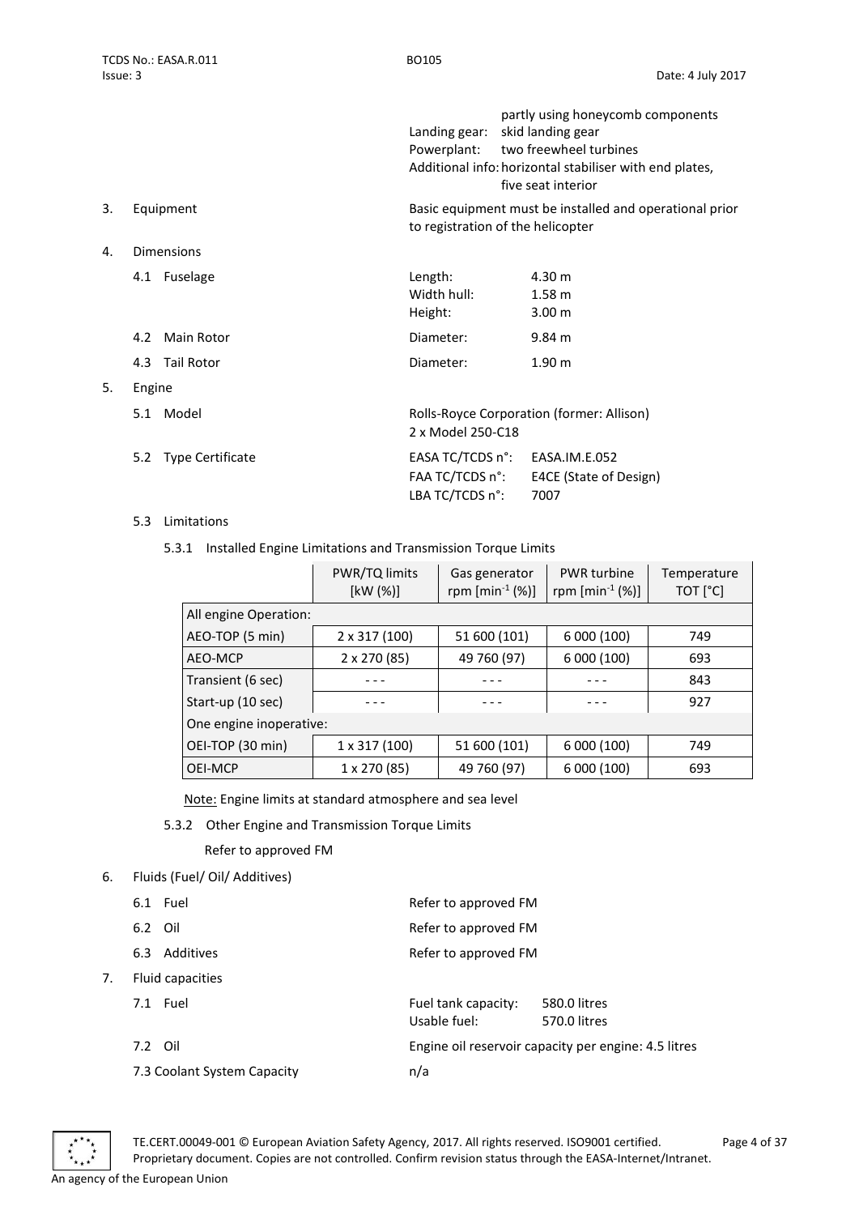| | |
|---|---|
| | partly using honeycomb components |
| Landing gear: | skid landing gear |
| Powerplant: | two freewheel turbines |
| Additional info: | horizontal stabiliser with end plates, five seat interior |

3. Equipment

Basic equipment must be installed and operational prior to registration of the helicopter

4. Dimensions

4.1 Fuselage

| | |
|---|---|
| Length: | 4.30 m |
| Width hull: | 1.58 m |
| Height: | 3.00 m |

4.2 Main Rotor — Diameter: 9.84 m

4.3 Tail Rotor — Diameter: 1.90 m

5. Engine

5.1 Model

Rolls-Royce Corporation (former: Allison)
2 x Model 250-C18

5.2 Type Certificate

| | |
|---|---|
| EASA TC/TCDS n°: | EASA.IM.E.052 |
| FAA TC/TCDS n°: | E4CE (State of Design) |
| LBA TC/TCDS n°: | 7007 |

5.3 Limitations

5.3.1 Installed Engine Limitations and Transmission Torque Limits

| | PWR/TQ limits [kW (%)] | Gas generator rpm [min$^{-1}$ (%)] | PWR turbine rpm [min$^{-1}$ (%)] | Temperature TOT [°C] |
|---|---|---|---|---|
| All engine Operation: | | | | |
| AEO-TOP (5 min) | 2 x 317 (100) | 51 600 (101) | 6 000 (100) | 749 |
| AEO-MCP | 2 x 270 (85) | 49 760 (97) | 6 000 (100) | 693 |
| Transient (6 sec) | - - - | - - - | - - - | 843 |
| Start-up (10 sec) | - - - | - - - | - - - | 927 |
| One engine inoperative: | | | | |
| OEI-TOP (30 min) | 1 x 317 (100) | 51 600 (101) | 6 000 (100) | 749 |
| OEI-MCP | 1 x 270 (85) | 49 760 (97) | 6 000 (100) | 693 |

Note: Engine limits at standard atmosphere and sea level

5.3.2 Other Engine and Transmission Torque Limits

Refer to approved FM

6. Fluids (Fuel/ Oil/ Additives)

6.1 Fuel — Refer to approved FM

6.2 Oil — Refer to approved FM

6.3 Additives — Refer to approved FM

7. Fluid capacities

7.1 Fuel

| | |
|---|---|
| Fuel tank capacity: | 580.0 litres |
| Usable fuel: | 570.0 litres |

7.2 Oil — Engine oil reservoir capacity per engine: 4.5 litres

7.3 Coolant System Capacity — n/a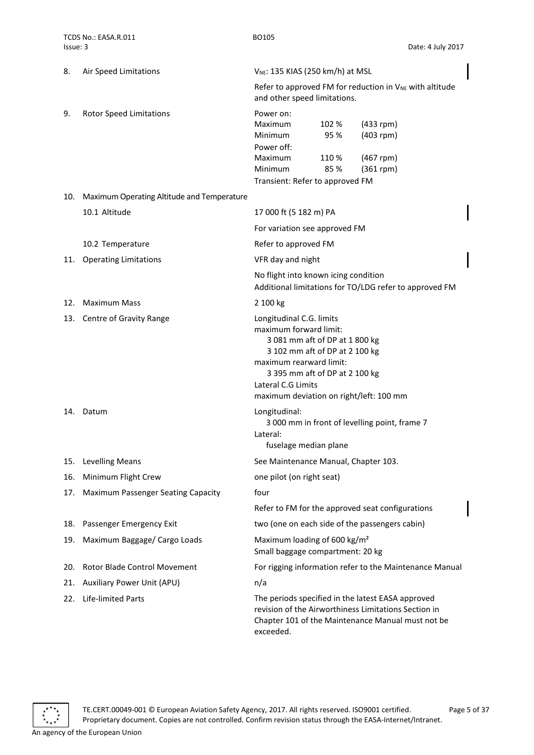| | | |
|---|---|---|
| 8. | Air Speed Limitations | $V_{NE}$: 135 KIAS (250 km/h) at MSL<br><br>Refer to approved FM for reduction in $V_{NE}$ with altitude and other speed limitations. |
| 9. | Rotor Speed Limitations | Power on:<br>Maximum 102 % (433 rpm)<br>Minimum 95 % (403 rpm)<br>Power off:<br>Maximum 110 % (467 rpm)<br>Minimum 85 % (361 rpm)<br>Transient: Refer to approved FM |
| 10. | Maximum Operating Altitude and Temperature | |
| | 10.1 Altitude | 17 000 ft (5 182 m) PA<br><br>For variation see approved FM |
| | 10.2 Temperature | Refer to approved FM |
| 11. | Operating Limitations | VFR day and night<br><br>No flight into known icing condition<br>Additional limitations for TO/LDG refer to approved FM |
| 12. | Maximum Mass | 2 100 kg |
| 13. | Centre of Gravity Range | Longitudinal C.G. limits<br>maximum forward limit:<br>3 081 mm aft of DP at 1 800 kg<br>3 102 mm aft of DP at 2 100 kg<br>maximum rearward limit:<br>3 395 mm aft of DP at 2 100 kg<br>Lateral C.G Limits<br>maximum deviation on right/left: 100 mm |
| 14. | Datum | Longitudinal:<br>3 000 mm in front of levelling point, frame 7<br>Lateral:<br>fuselage median plane |
| 15. | Levelling Means | See Maintenance Manual, Chapter 103. |
| 16. | Minimum Flight Crew | one pilot (on right seat) |
| 17. | Maximum Passenger Seating Capacity | four<br><br>Refer to FM for the approved seat configurations |
| 18. | Passenger Emergency Exit | two (one on each side of the passengers cabin) |
| 19. | Maximum Baggage/ Cargo Loads | Maximum loading of 600 kg/m²<br>Small baggage compartment: 20 kg |
| 20. | Rotor Blade Control Movement | For rigging information refer to the Maintenance Manual |
| 21. | Auxiliary Power Unit (APU) | n/a |
| 22. | Life-limited Parts | The periods specified in the latest EASA approved revision of the Airworthiness Limitations Section in Chapter 101 of the Maintenance Manual must not be exceeded. |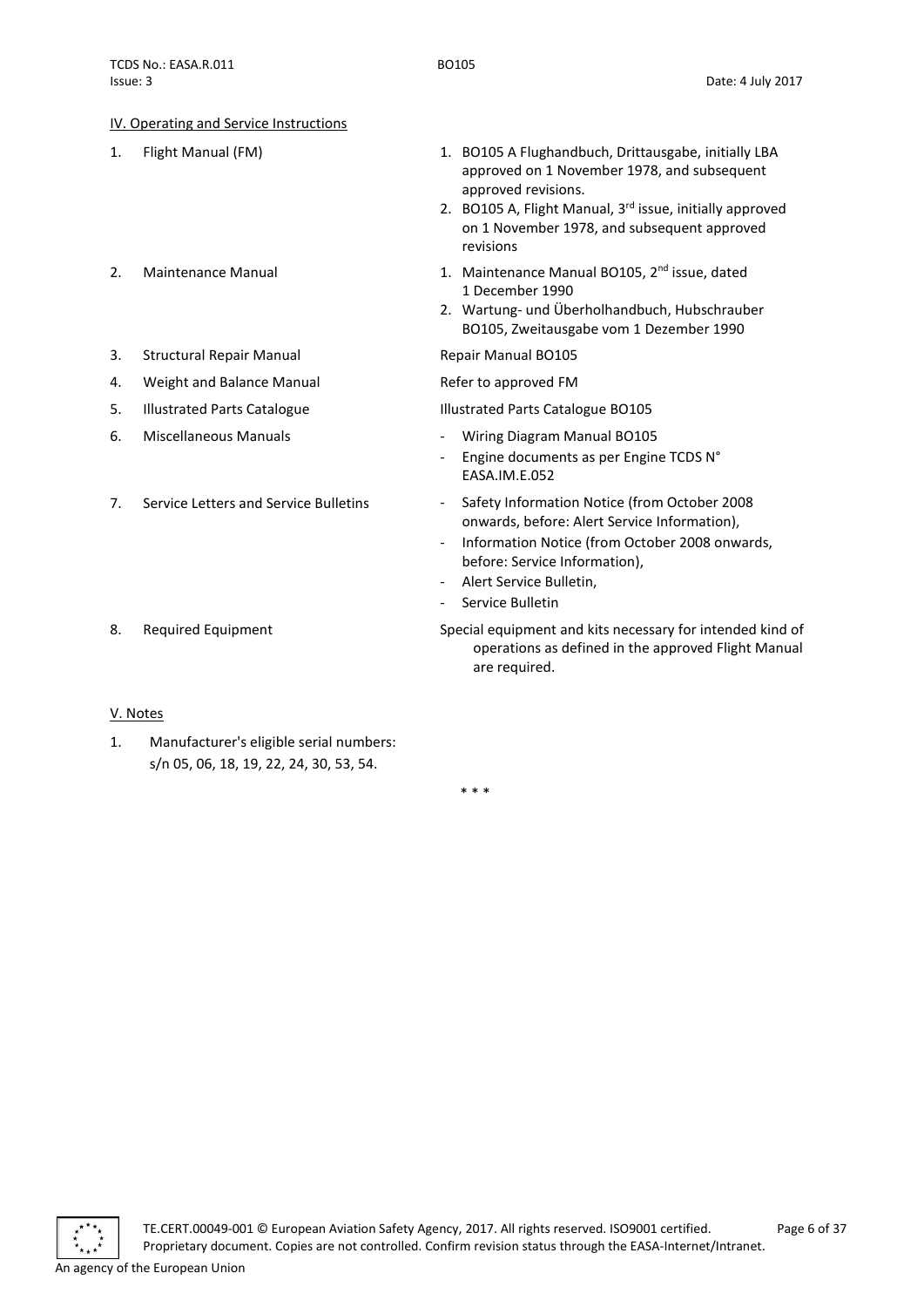## IV. Operating and Service Instructions

| | | |
|---|---|---|
| 1. | Flight Manual (FM) | 1. BO105 A Flughandbuch, Drittausgabe, initially LBA approved on 1 November 1978, and subsequent approved revisions.<br>2. BO105 A, Flight Manual, 3rd issue, initially approved on 1 November 1978, and subsequent approved revisions |
| 2. | Maintenance Manual | 1. Maintenance Manual BO105, 2nd issue, dated 1 December 1990<br>2. Wartung- und Überholhandbuch, Hubschrauber BO105, Zweitausgabe vom 1 Dezember 1990 |
| 3. | Structural Repair Manual | Repair Manual BO105 |
| 4. | Weight and Balance Manual | Refer to approved FM |
| 5. | Illustrated Parts Catalogue | Illustrated Parts Catalogue BO105 |
| 6. | Miscellaneous Manuals | - Wiring Diagram Manual BO105<br>- Engine documents as per Engine TCDS N° EASA.IM.E.052 |
| 7. | Service Letters and Service Bulletins | - Safety Information Notice (from October 2008 onwards, before: Alert Service Information),<br>- Information Notice (from October 2008 onwards, before: Service Information),<br>- Alert Service Bulletin,<br>- Service Bulletin |
| 8. | Required Equipment | Special equipment and kits necessary for intended kind of operations as defined in the approved Flight Manual are required. |

## V. Notes

1. Manufacturer's eligible serial numbers: s/n 05, 06, 18, 19, 22, 24, 30, 53, 54.

\* \* \*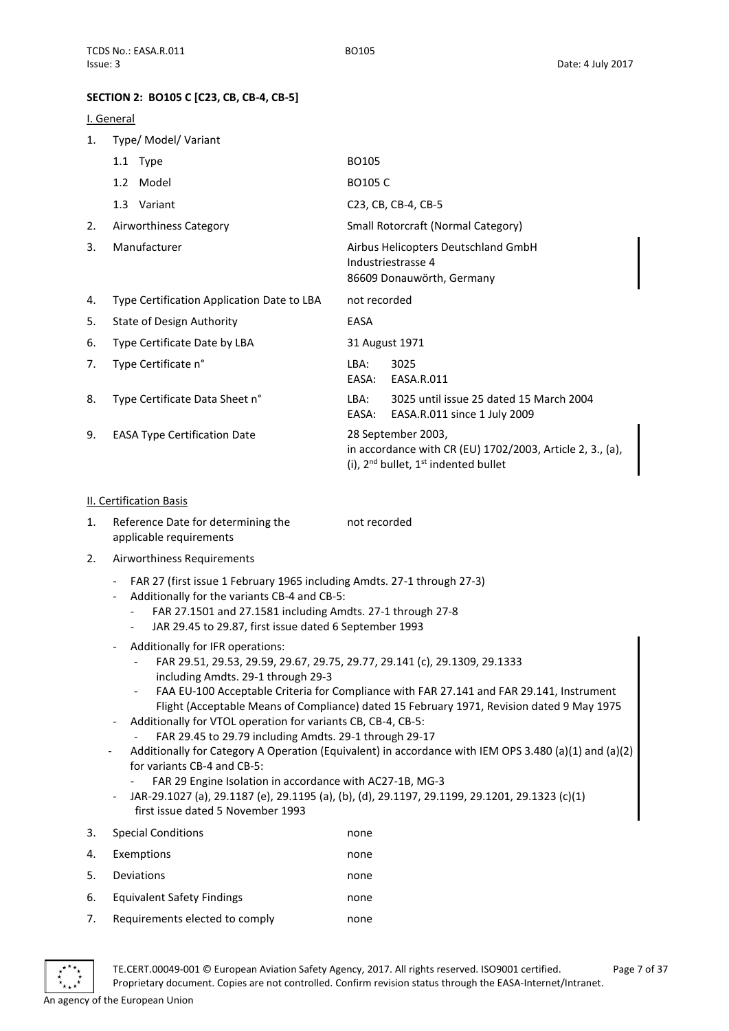**SECTION 2: BO105 C [C23, CB, CB-4, CB-5]**

I. General

| | | |
|---|---|---|
| 1. | Type/ Model/ Variant | |
| | 1.1 Type | BO105 |
| | 1.2 Model | BO105 C |
| | 1.3 Variant | C23, CB, CB-4, CB-5 |
| 2. | Airworthiness Category | Small Rotorcraft (Normal Category) |
| 3. | Manufacturer | Airbus Helicopters Deutschland GmbH<br>Industriestrasse 4<br>86609 Donauwörth, Germany |
| 4. | Type Certification Application Date to LBA | not recorded |
| 5. | State of Design Authority | EASA |
| 6. | Type Certificate Date by LBA | 31 August 1971 |
| 7. | Type Certificate n° | LBA: 3025<br>EASA: EASA.R.011 |
| 8. | Type Certificate Data Sheet n° | LBA: 3025 until issue 25 dated 15 March 2004<br>EASA: EASA.R.011 since 1 July 2009 |
| 9. | EASA Type Certification Date | 28 September 2003,<br>in accordance with CR (EU) 1702/2003, Article 2, 3., (a), (i), 2nd bullet, 1st indented bullet |

II. Certification Basis

1. Reference Date for determining the applicable requirements — not recorded
2. Airworthiness Requirements
   - FAR 27 (first issue 1 February 1965 including Amdts. 27-1 through 27-3)
   - Additionally for the variants CB-4 and CB-5:
     - FAR 27.1501 and 27.1581 including Amdts. 27-1 through 27-8
     - JAR 29.45 to 29.87, first issue dated 6 September 1993
   - Additionally for IFR operations:
     - FAR 29.51, 29.53, 29.59, 29.67, 29.75, 29.77, 29.141 (c), 29.1309, 29.1333 including Amdts. 29-1 through 29-3
     - FAA EU-100 Acceptable Criteria for Compliance with FAR 27.141 and FAR 29.141, Instrument Flight (Acceptable Means of Compliance) dated 15 February 1971, Revision dated 9 May 1975
   - Additionally for VTOL operation for variants CB, CB-4, CB-5:
     - FAR 29.45 to 29.79 including Amdts. 29-1 through 29-17
   - Additionally for Category A Operation (Equivalent) in accordance with IEM OPS 3.480 (a)(1) and (a)(2) for variants CB-4 and CB-5:
     - FAR 29 Engine Isolation in accordance with AC27-1B, MG-3
   - JAR-29.1027 (a), 29.1187 (e), 29.1195 (a), (b), (d), 29.1197, 29.1199, 29.1201, 29.1323 (c)(1) first issue dated 5 November 1993

| | | |
|---|---|---|
| 3. | Special Conditions | none |
| 4. | Exemptions | none |
| 5. | Deviations | none |
| 6. | Equivalent Safety Findings | none |
| 7. | Requirements elected to comply | none |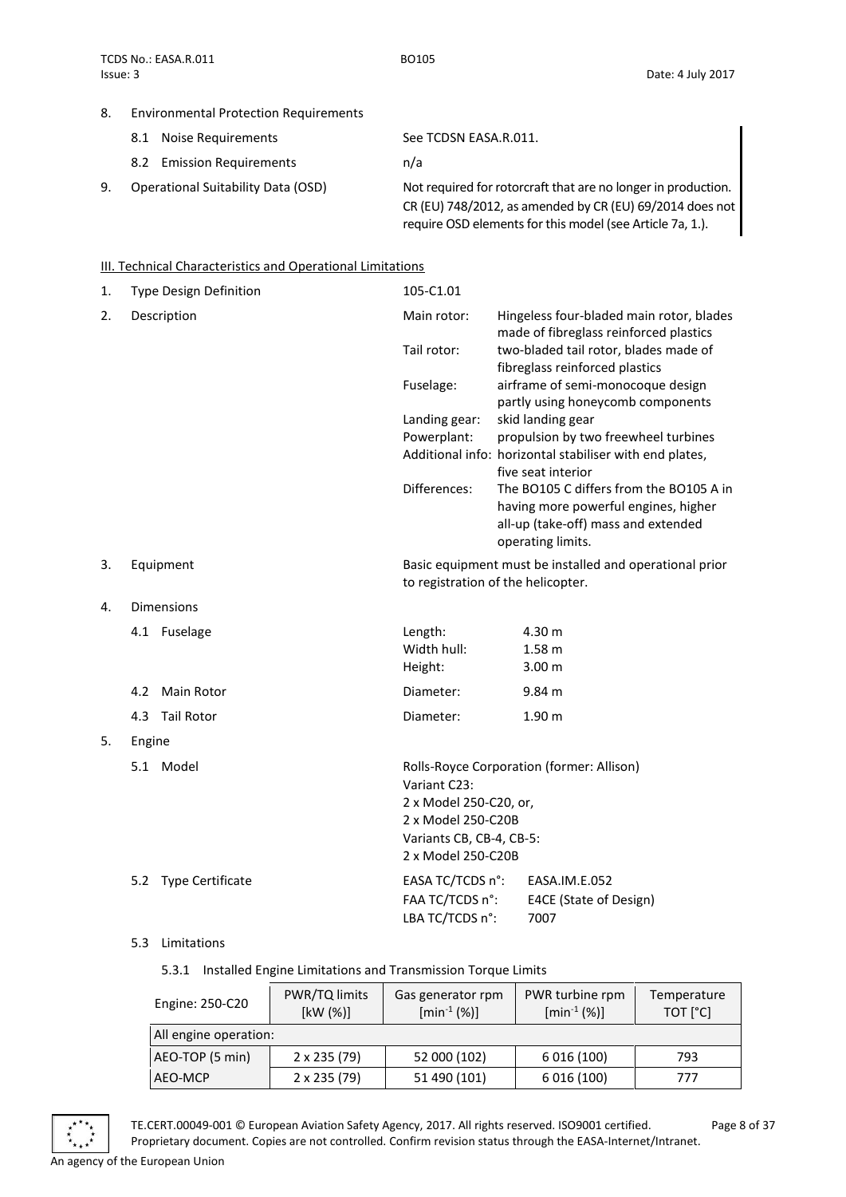8. Environmental Protection Requirements

   8.1 Noise Requirements — See TCDSN EASA.R.011.

   8.2 Emission Requirements — n/a

9. Operational Suitability Data (OSD) — Not required for rotorcraft that are no longer in production. CR (EU) 748/2012, as amended by CR (EU) 69/2014 does not require OSD elements for this model (see Article 7a, 1.).

## III. Technical Characteristics and Operational Limitations

1. Type Design Definition — 105-C1.01

2. Description

   - Main rotor: Hingeless four-bladed main rotor, blades made of fibreglass reinforced plastics
   - Tail rotor: two-bladed tail rotor, blades made of fibreglass reinforced plastics
   - Fuselage: airframe of semi-monocoque design partly using honeycomb components
   - Landing gear: skid landing gear
   - Powerplant: propulsion by two freewheel turbines
   - Additional info: horizontal stabiliser with end plates, five seat interior
   - Differences: The BO105 C differs from the BO105 A in having more powerful engines, higher all-up (take-off) mass and extended operating limits.

3. Equipment — Basic equipment must be installed and operational prior to registration of the helicopter.

4. Dimensions

   4.1 Fuselage
   - Length: 4.30 m
   - Width hull: 1.58 m
   - Height: 3.00 m

   4.2 Main Rotor — Diameter: 9.84 m

   4.3 Tail Rotor — Diameter: 1.90 m

5. Engine

   5.1 Model

   Rolls-Royce Corporation (former: Allison)
   Variant C23:
   2 x Model 250-C20, or,
   2 x Model 250-C20B
   Variants CB, CB-4, CB-5:
   2 x Model 250-C20B

   5.2 Type Certificate
   - EASA TC/TCDS n°: EASA.IM.E.052
   - FAA TC/TCDS n°: E4CE (State of Design)
   - LBA TC/TCDS n°: 7007

   5.3 Limitations

   5.3.1 Installed Engine Limitations and Transmission Torque Limits

| Engine: 250-C20 | PWR/TQ limits [kW (%)] | Gas generator rpm [$min^{-1}$ (%)] | PWR turbine rpm [$min^{-1}$ (%)] | Temperature TOT [°C] |
|---|---|---|---|---|
| All engine operation: | | | | |
| AEO-TOP (5 min) | 2 x 235 (79) | 52 000 (102) | 6 016 (100) | 793 |
| AEO-MCP | 2 x 235 (79) | 51 490 (101) | 6 016 (100) | 777 |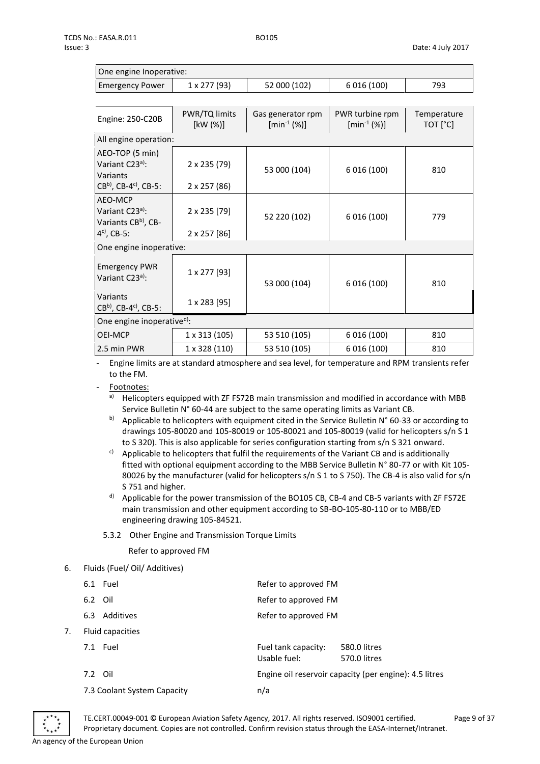| One engine Inoperative: | | | | |
|---|---|---|---|---|
| Emergency Power | 1 x 277 (93) | 52 000 (102) | 6 016 (100) | 793 |

| Engine: 250-C20B | PWR/TQ limits [kW (%)] | Gas generator rpm [min$^{-1}$ (%)] | PWR turbine rpm [min$^{-1}$ (%)] | Temperature TOT [°C] |
|---|---|---|---|---|
| All engine operation: | | | | |
| AEO-TOP (5 min) Variant C23[a]: Variants CB[b], CB-4[c], CB-5: | 2 x 235 (79) 2 x 257 (86) | 53 000 (104) | 6 016 (100) | 810 |
| AEO-MCP Variant C23[a]: Variants CB[b], CB-4[c], CB-5: | 2 x 235 [79] 2 x 257 [86] | 52 220 (102) | 6 016 (100) | 779 |
| One engine inoperative: | | | | |
| Emergency PWR Variant C23[a]: Variants CB[b], CB-4[c], CB-5: | 1 x 277 [93] 1 x 283 [95] | 53 000 (104) | 6 016 (100) | 810 |
| One engine inoperative[d]: | | | | |
| OEI-MCP | 1 x 313 (105) | 53 510 (105) | 6 016 (100) | 810 |
| 2.5 min PWR | 1 x 328 (110) | 53 510 (105) | 6 016 (100) | 810 |

- Engine limits are at standard atmosphere and sea level, for temperature and RPM transients refer to the FM.
- Footnotes:
  - [a] Helicopters equipped with ZF FS72B main transmission and modified in accordance with MBB Service Bulletin N° 60-44 are subject to the same operating limits as Variant CB.
  - [b] Applicable to helicopters with equipment cited in the Service Bulletin N° 60-33 or according to drawings 105-80020 and 105-80019 or 105-80021 and 105-80019 (valid for helicopters s/n S 1 to S 320). This is also applicable for series configuration starting from s/n S 321 onward.
  - [c] Applicable to helicopters that fulfil the requirements of the Variant CB and is additionally fitted with optional equipment according to the MBB Service Bulletin N° 80-77 or with Kit 105-80026 by the manufacturer (valid for helicopters s/n S 1 to S 750). The CB-4 is also valid for s/n S 751 and higher.
  - [d] Applicable for the power transmission of the BO105 CB, CB-4 and CB-5 variants with ZF FS72E main transmission and other equipment according to SB-BO-105-80-110 or to MBB/ED engineering drawing 105-84521.

5.3.2 Other Engine and Transmission Torque Limits

Refer to approved FM

6. Fluids (Fuel/ Oil/ Additives)

   6.1 Fuel — Refer to approved FM

   6.2 Oil — Refer to approved FM

   6.3 Additives — Refer to approved FM

7. Fluid capacities

   7.1 Fuel — Fuel tank capacity: 580.0 litres; Usable fuel: 570.0 litres

   7.2 Oil — Engine oil reservoir capacity (per engine): 4.5 litres

   7.3 Coolant System Capacity — n/a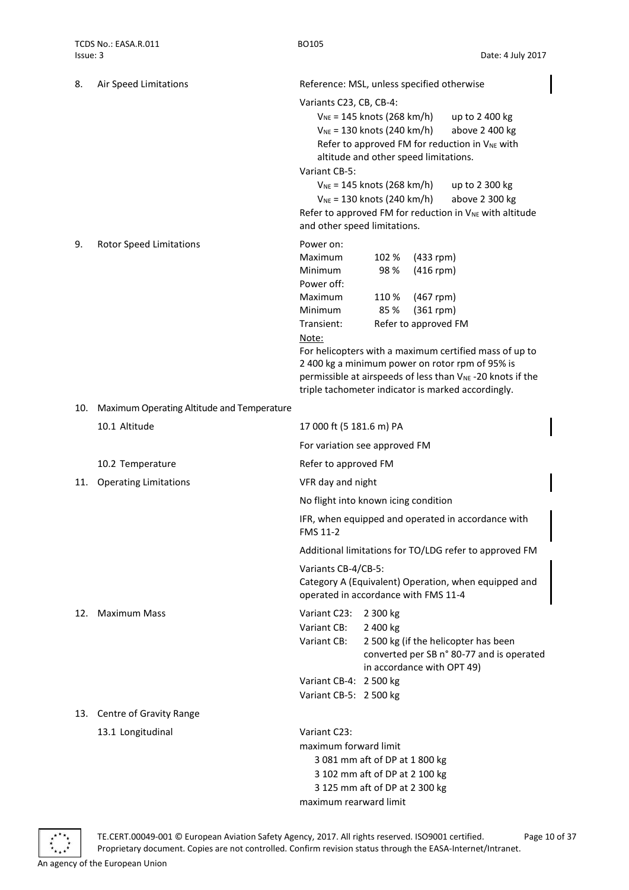8. Air Speed Limitations

Reference: MSL, unless specified otherwise

Variants C23, CB, CB-4:

- $V_{NE}$ = 145 knots (268 km/h) up to 2 400 kg
- $V_{NE}$ = 130 knots (240 km/h) above 2 400 kg

Refer to approved FM for reduction in $V_{NE}$ with altitude and other speed limitations.

Variant CB-5:

- $V_{NE}$ = 145 knots (268 km/h) up to 2 300 kg
- $V_{NE}$ = 130 knots (240 km/h) above 2 300 kg

Refer to approved FM for reduction in $V_{NE}$ with altitude and other speed limitations.

9. Rotor Speed Limitations

| | | |
|---|---|---|
| Power on: | | |
| Maximum | 102 % | (433 rpm) |
| Minimum | 98 % | (416 rpm) |
| Power off: | | |
| Maximum | 110 % | (467 rpm) |
| Minimum | 85 % | (361 rpm) |
| Transient: | Refer to approved FM | |

Note:
For helicopters with a maximum certified mass of up to 2 400 kg a minimum power on rotor rpm of 95% is permissible at airspeeds of less than $V_{NE}$ -20 knots if the triple tachometer indicator is marked accordingly.

10. Maximum Operating Altitude and Temperature

10.1 Altitude

17 000 ft (5 181.6 m) PA

For variation see approved FM

10.2 Temperature

Refer to approved FM

11. Operating Limitations

VFR day and night

No flight into known icing condition

IFR, when equipped and operated in accordance with FMS 11-2

Additional limitations for TO/LDG refer to approved FM

Variants CB-4/CB-5:
Category A (Equivalent) Operation, when equipped and operated in accordance with FMS 11-4

12. Maximum Mass

| | |
|---|---|
| Variant C23: | 2 300 kg |
| Variant CB: | 2 400 kg |
| Variant CB: | 2 500 kg (if the helicopter has been converted per SB n° 80-77 and is operated in accordance with OPT 49) |
| Variant CB-4: | 2 500 kg |
| Variant CB-5: | 2 500 kg |

13. Centre of Gravity Range

13.1 Longitudinal

Variant C23:

maximum forward limit

- 3 081 mm aft of DP at 1 800 kg
- 3 102 mm aft of DP at 2 100 kg
- 3 125 mm aft of DP at 2 300 kg

maximum rearward limit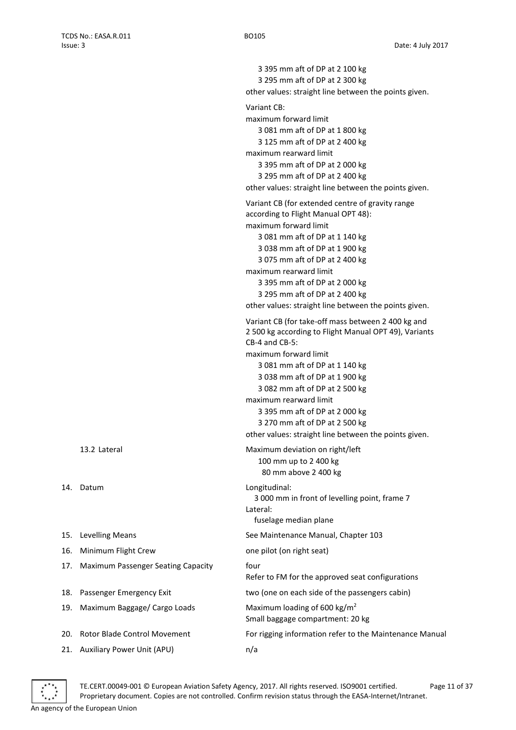3 395 mm aft of DP at 2 100 kg
3 295 mm aft of DP at 2 300 kg
other values: straight line between the points given.

Variant CB:
maximum forward limit
3 081 mm aft of DP at 1 800 kg
3 125 mm aft of DP at 2 400 kg
maximum rearward limit
3 395 mm aft of DP at 2 000 kg
3 295 mm aft of DP at 2 400 kg
other values: straight line between the points given.

Variant CB (for extended centre of gravity range according to Flight Manual OPT 48):
maximum forward limit
3 081 mm aft of DP at 1 140 kg
3 038 mm aft of DP at 1 900 kg
3 075 mm aft of DP at 2 400 kg
maximum rearward limit
3 395 mm aft of DP at 2 000 kg
3 295 mm aft of DP at 2 400 kg
other values: straight line between the points given.

Variant CB (for take-off mass between 2 400 kg and 2 500 kg according to Flight Manual OPT 49), Variants CB-4 and CB-5:
maximum forward limit
3 081 mm aft of DP at 1 140 kg
3 038 mm aft of DP at 1 900 kg
3 082 mm aft of DP at 2 500 kg
maximum rearward limit
3 395 mm aft of DP at 2 000 kg
3 270 mm aft of DP at 2 500 kg
other values: straight line between the points given.

13.2 Lateral — Maximum deviation on right/left
100 mm up to 2 400 kg
80 mm above 2 400 kg

14. Datum — Longitudinal:
3 000 mm in front of levelling point, frame 7
Lateral:
fuselage median plane

15. Levelling Means — See Maintenance Manual, Chapter 103

16. Minimum Flight Crew — one pilot (on right seat)

17. Maximum Passenger Seating Capacity — four
Refer to FM for the approved seat configurations

18. Passenger Emergency Exit — two (one on each side of the passengers cabin)

19. Maximum Baggage/ Cargo Loads — Maximum loading of 600 kg/m$^2$
Small baggage compartment: 20 kg

20. Rotor Blade Control Movement — For rigging information refer to the Maintenance Manual

21. Auxiliary Power Unit (APU) — n/a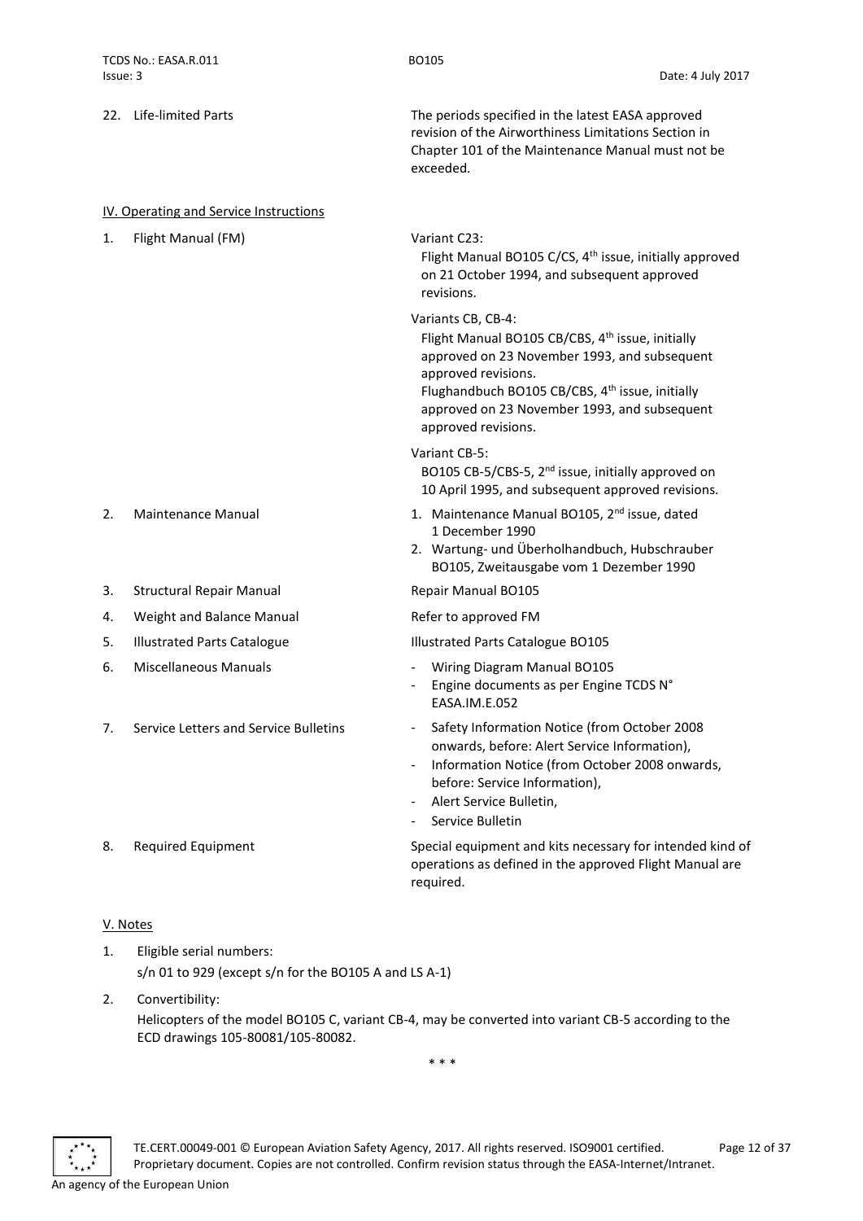22. Life-limited Parts

The periods specified in the latest EASA approved revision of the Airworthiness Limitations Section in Chapter 101 of the Maintenance Manual must not be exceeded.

## IV. Operating and Service Instructions

1. Flight Manual (FM)

   Variant C23:
   Flight Manual BO105 C/CS, 4th issue, initially approved on 21 October 1994, and subsequent approved revisions.

   Variants CB, CB-4:
   Flight Manual BO105 CB/CBS, 4th issue, initially approved on 23 November 1993, and subsequent approved revisions.
   Flughandbuch BO105 CB/CBS, 4th issue, initially approved on 23 November 1993, and subsequent approved revisions.

   Variant CB-5:
   BO105 CB-5/CBS-5, 2nd issue, initially approved on 10 April 1995, and subsequent approved revisions.

2. Maintenance Manual
   1. Maintenance Manual BO105, 2nd issue, dated 1 December 1990
   2. Wartung- und Überholhandbuch, Hubschrauber BO105, Zweitausgabe vom 1 Dezember 1990

3. Structural Repair Manual

   Repair Manual BO105

4. Weight and Balance Manual

   Refer to approved FM

5. Illustrated Parts Catalogue

   Illustrated Parts Catalogue BO105

6. Miscellaneous Manuals
   - Wiring Diagram Manual BO105
   - Engine documents as per Engine TCDS N° EASA.IM.E.052

7. Service Letters and Service Bulletins
   - Safety Information Notice (from October 2008 onwards, before: Alert Service Information),
   - Information Notice (from October 2008 onwards, before: Service Information),
   - Alert Service Bulletin,
   - Service Bulletin

8. Required Equipment

   Special equipment and kits necessary for intended kind of operations as defined in the approved Flight Manual are required.

## V. Notes

1. Eligible serial numbers:
   s/n 01 to 929 (except s/n for the BO105 A and LS A-1)

2. Convertibility:
   Helicopters of the model BO105 C, variant CB-4, may be converted into variant CB-5 according to the ECD drawings 105-80081/105-80082.

\* \* \*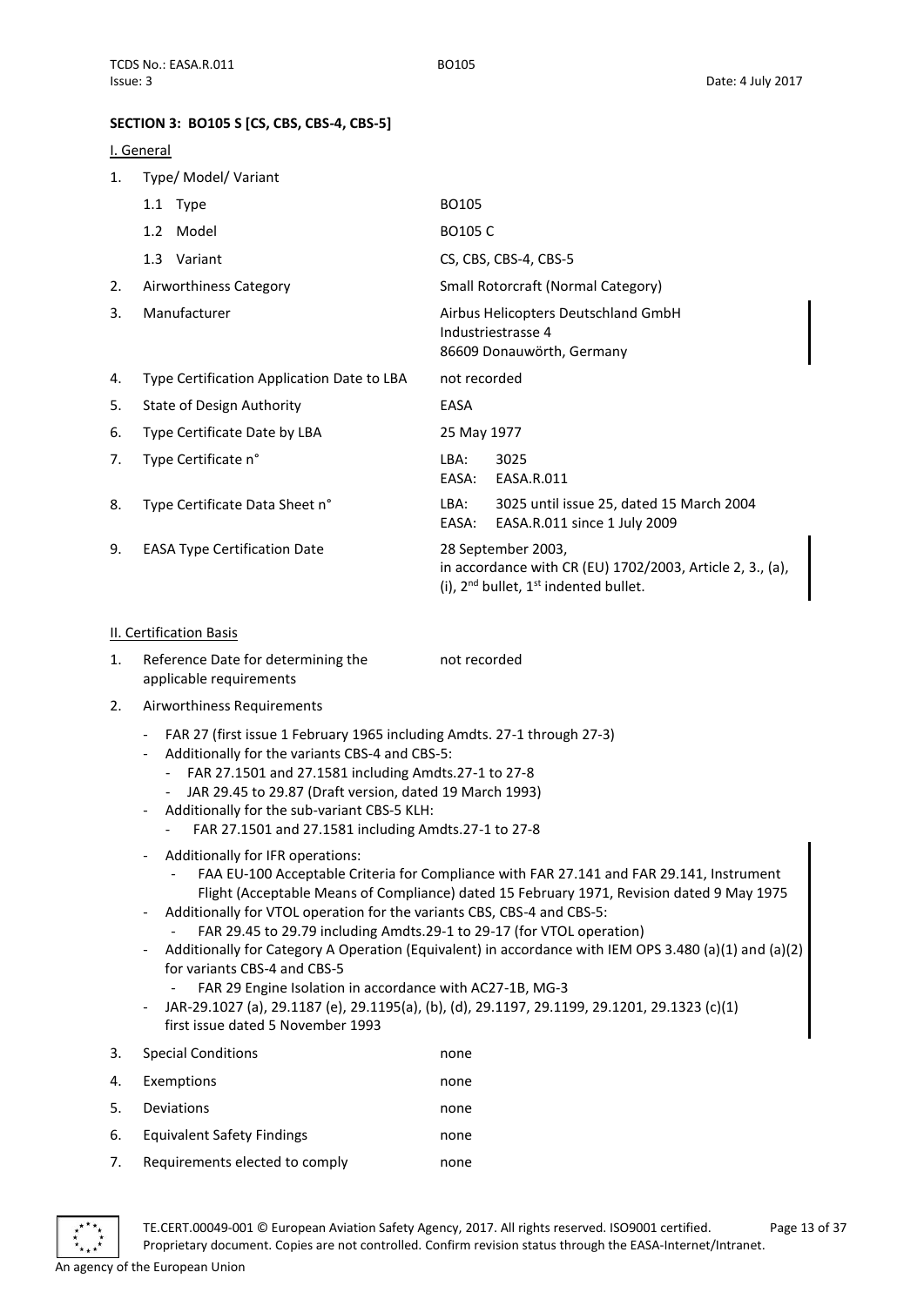**SECTION 3: BO105 S [CS, CBS, CBS-4, CBS-5]**

I. General

1. Type/ Model/ Variant

| | | |
|---|---|---|
| | 1.1 Type | BO105 |
| | 1.2 Model | BO105 C |
| | 1.3 Variant | CS, CBS, CBS-4, CBS-5 |
| 2. | Airworthiness Category | Small Rotorcraft (Normal Category) |
| 3. | Manufacturer | Airbus Helicopters Deutschland GmbH<br>Industriestrasse 4<br>86609 Donauwörth, Germany |
| 4. | Type Certification Application Date to LBA | not recorded |
| 5. | State of Design Authority | EASA |
| 6. | Type Certificate Date by LBA | 25 May 1977 |
| 7. | Type Certificate n° | LBA: 3025<br>EASA: EASA.R.011 |
| 8. | Type Certificate Data Sheet n° | LBA: 3025 until issue 25, dated 15 March 2004<br>EASA: EASA.R.011 since 1 July 2009 |
| 9. | EASA Type Certification Date | 28 September 2003,<br>in accordance with CR (EU) 1702/2003, Article 2, 3., (a), (i), 2nd bullet, 1st indented bullet. |

II. Certification Basis

1. Reference Date for determining the applicable requirements: not recorded

2. Airworthiness Requirements

- FAR 27 (first issue 1 February 1965 including Amdts. 27-1 through 27-3)
- Additionally for the variants CBS-4 and CBS-5:
  - FAR 27.1501 and 27.1581 including Amdts.27-1 to 27-8
  - JAR 29.45 to 29.87 (Draft version, dated 19 March 1993)
- Additionally for the sub-variant CBS-5 KLH:
  - FAR 27.1501 and 27.1581 including Amdts.27-1 to 27-8
- Additionally for IFR operations:
  - FAA EU-100 Acceptable Criteria for Compliance with FAR 27.141 and FAR 29.141, Instrument Flight (Acceptable Means of Compliance) dated 15 February 1971, Revision dated 9 May 1975
- Additionally for VTOL operation for the variants CBS, CBS-4 and CBS-5:
  - FAR 29.45 to 29.79 including Amdts.29-1 to 29-17 (for VTOL operation)
- Additionally for Category A Operation (Equivalent) in accordance with IEM OPS 3.480 (a)(1) and (a)(2) for variants CBS-4 and CBS-5
  - FAR 29 Engine Isolation in accordance with AC27-1B, MG-3
- JAR-29.1027 (a), 29.1187 (e), 29.1195(a), (b), (d), 29.1197, 29.1199, 29.1201, 29.1323 (c)(1) first issue dated 5 November 1993

| | | |
|---|---|---|
| 3. | Special Conditions | none |
| 4. | Exemptions | none |
| 5. | Deviations | none |
| 6. | Equivalent Safety Findings | none |
| 7. | Requirements elected to comply | none |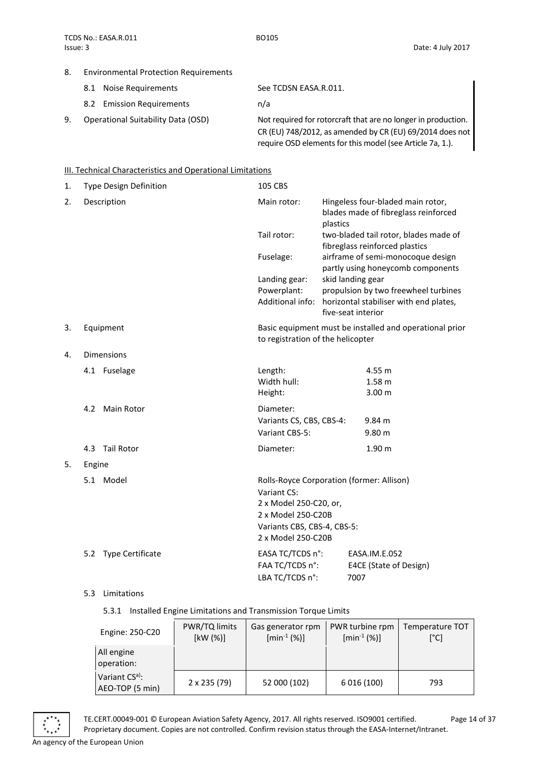8. Environmental Protection Requirements

   8.1 Noise Requirements — See TCDSN EASA.R.011.

   8.2 Emission Requirements — n/a

9. Operational Suitability Data (OSD) — Not required for rotorcraft that are no longer in production. CR (EU) 748/2012, as amended by CR (EU) 69/2014 does not require OSD elements for this model (see Article 7a, 1.).

## III. Technical Characteristics and Operational Limitations

1. Type Design Definition — 105 CBS

2. Description

| | |
|---|---|
| Main rotor: | Hingeless four-bladed main rotor, blades made of fibreglass reinforced plastics |
| Tail rotor: | two-bladed tail rotor, blades made of fibreglass reinforced plastics |
| Fuselage: | airframe of semi-monocoque design partly using honeycomb components |
| Landing gear: | skid landing gear |
| Powerplant: | propulsion by two freewheel turbines |
| Additional info: | horizontal stabiliser with end plates, five-seat interior |

3. Equipment — Basic equipment must be installed and operational prior to registration of the helicopter

4. Dimensions

   4.1 Fuselage

   | | |
   |---|---|
   | Length: | 4.55 m |
   | Width hull: | 1.58 m |
   | Height: | 3.00 m |

   4.2 Main Rotor

   Diameter:

   | | |
   |---|---|
   | Variants CS, CBS, CBS-4: | 9.84 m |
   | Variant CBS-5: | 9.80 m |

   4.3 Tail Rotor — Diameter: 1.90 m

5. Engine

   5.1 Model

   Rolls-Royce Corporation (former: Allison)
   Variant CS:
   2 x Model 250-C20, or,
   2 x Model 250-C20B
   Variants CBS, CBS-4, CBS-5:
   2 x Model 250-C20B

   5.2 Type Certificate

   | | |
   |---|---|
   | EASA TC/TCDS n°: | EASA.IM.E.052 |
   | FAA TC/TCDS n°: | E4CE (State of Design) |
   | LBA TC/TCDS n°: | 7007 |

   5.3 Limitations

   5.3.1 Installed Engine Limitations and Transmission Torque Limits

| Engine: 250-C20 | PWR/TQ limits [kW (%)] | Gas generator rpm [min$^{-1}$ (%)] | PWR turbine rpm [min$^{-1}$ (%)] | Temperature TOT [°C] |
|---|---|---|---|---|
| All engine operation: | | | | |
| Variant CS[a)]: AEO-TOP (5 min) | 2 x 235 (79) | 52 000 (102) | 6 016 (100) | 793 |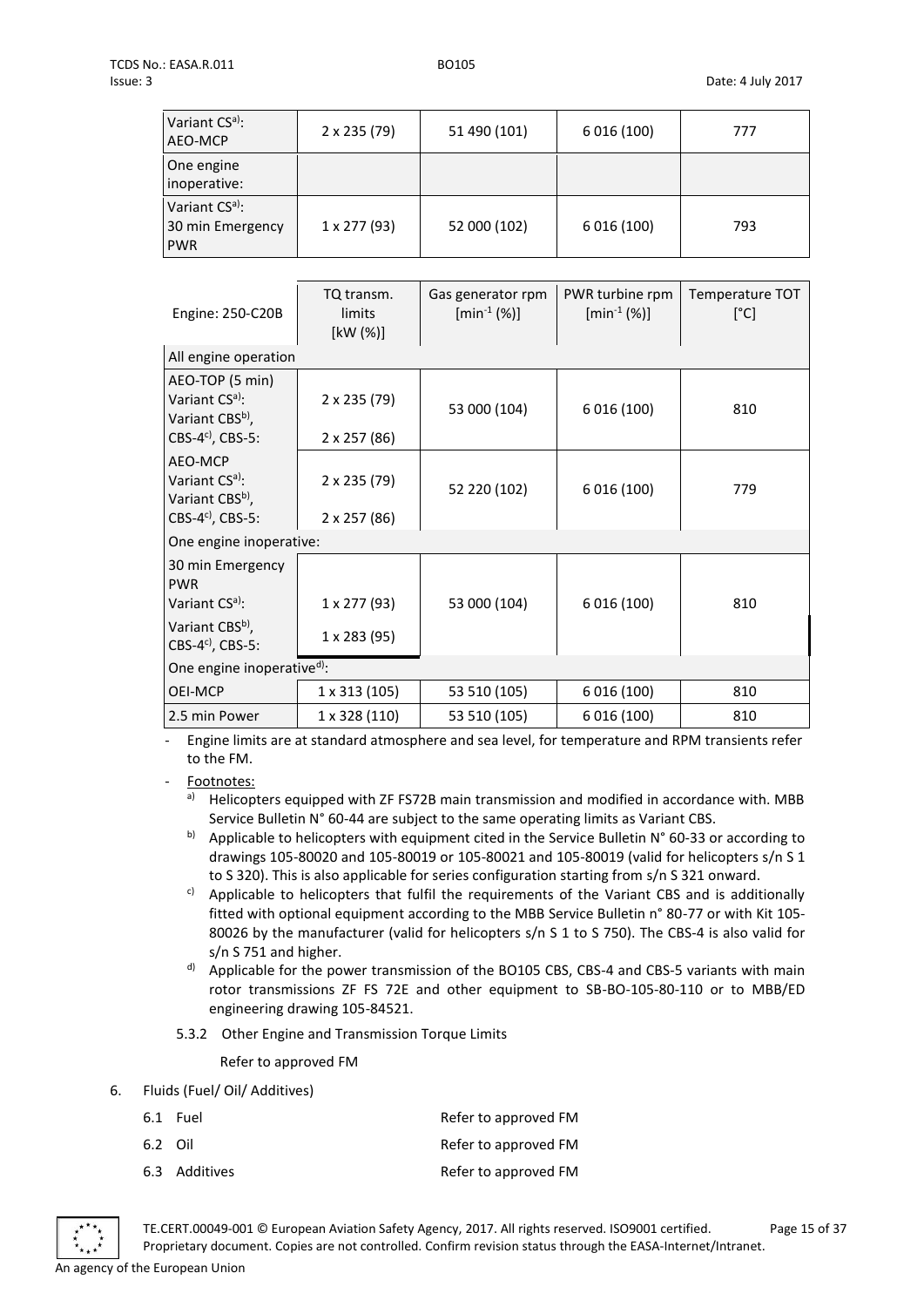| | | | | |
|---|---|---|---|---|
| Variant CS[a]: AEO-MCP | 2 x 235 (79) | 51 490 (101) | 6 016 (100) | 777 |
| One engine inoperative: | | | | |
| Variant CS[a]: 30 min Emergency PWR | 1 x 277 (93) | 52 000 (102) | 6 016 (100) | 793 |

| Engine: 250-C20B | TQ transm. limits [kW (%)] | Gas generator rpm [$min^{-1}$ (%)] | PWR turbine rpm [$min^{-1}$ (%)] | Temperature TOT [°C] |
|---|---|---|---|---|
| All engine operation | | | | |
| AEO-TOP (5 min) Variant CS[a]: Variant CBS[b], CBS-4[c], CBS-5: | 2 x 235 (79) 2 x 257 (86) | 53 000 (104) | 6 016 (100) | 810 |
| AEO-MCP Variant CS[a]: Variant CBS[b], CBS-4[c], CBS-5: | 2 x 235 (79) 2 x 257 (86) | 52 220 (102) | 6 016 (100) | 779 |
| One engine inoperative: | | | | |
| 30 min Emergency PWR Variant CS[a]: Variant CBS[b], CBS-4[c], CBS-5: | 1 x 277 (93) 1 x 283 (95) | 53 000 (104) | 6 016 (100) | 810 |
| One engine inoperative[d]: | | | | |
| OEI-MCP | 1 x 313 (105) | 53 510 (105) | 6 016 (100) | 810 |
| 2.5 min Power | 1 x 328 (110) | 53 510 (105) | 6 016 (100) | 810 |

- Engine limits are at standard atmosphere and sea level, for temperature and RPM transients refer to the FM.
- Footnotes:
  - [a] Helicopters equipped with ZF FS72B main transmission and modified in accordance with. MBB Service Bulletin N° 60-44 are subject to the same operating limits as Variant CBS.
  - [b] Applicable to helicopters with equipment cited in the Service Bulletin N° 60-33 or according to drawings 105-80020 and 105-80019 or 105-80021 and 105-80019 (valid for helicopters s/n S 1 to S 320). This is also applicable for series configuration starting from s/n S 321 onward.
  - [c] Applicable to helicopters that fulfil the requirements of the Variant CBS and is additionally fitted with optional equipment according to the MBB Service Bulletin n° 80-77 or with Kit 105-80026 by the manufacturer (valid for helicopters s/n S 1 to S 750). The CBS-4 is also valid for s/n S 751 and higher.
  - [d] Applicable for the power transmission of the BO105 CBS, CBS-4 and CBS-5 variants with main rotor transmissions ZF FS 72E and other equipment to SB-BO-105-80-110 or to MBB/ED engineering drawing 105-84521.

5.3.2 Other Engine and Transmission Torque Limits

Refer to approved FM

6. Fluids (Fuel/ Oil/ Additives)

| | |
|---|---|
| 6.1 Fuel | Refer to approved FM |
| 6.2 Oil | Refer to approved FM |
| 6.3 Additives | Refer to approved FM |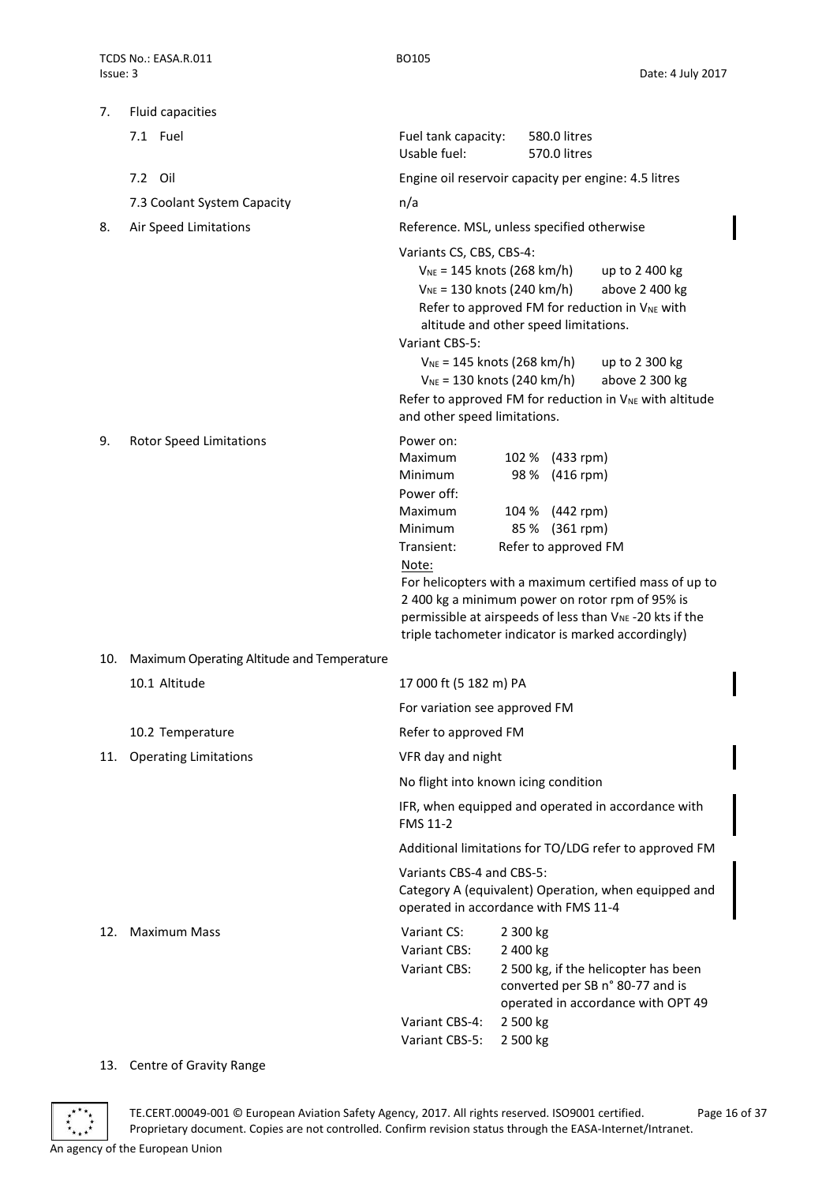7. Fluid capacities

| | |
|---|---|
| 7.1 Fuel | Fuel tank capacity: 580.0 litres<br>Usable fuel: 570.0 litres |
| 7.2 Oil | Engine oil reservoir capacity per engine: 4.5 litres |
| 7.3 Coolant System Capacity | n/a |

8. Air Speed Limitations

Reference. MSL, unless specified otherwise

Variants CS, CBS, CBS-4:

- $V_{NE}$ = 145 knots (268 km/h) up to 2 400 kg
- $V_{NE}$ = 130 knots (240 km/h) above 2 400 kg
- Refer to approved FM for reduction in $V_{NE}$ with altitude and other speed limitations.

Variant CBS-5:

- $V_{NE}$ = 145 knots (268 km/h) up to 2 300 kg
- $V_{NE}$ = 130 knots (240 km/h) above 2 300 kg

Refer to approved FM for reduction in $V_{NE}$ with altitude and other speed limitations.

9. Rotor Speed Limitations

| | | |
|---|---|---|
| Power on: | | |
| Maximum | 102 % | (433 rpm) |
| Minimum | 98 % | (416 rpm) |
| Power off: | | |
| Maximum | 104 % | (442 rpm) |
| Minimum | 85 % | (361 rpm) |
| Transient: | Refer to approved FM | |

Note:

For helicopters with a maximum certified mass of up to 2 400 kg a minimum power on rotor rpm of 95% is permissible at airspeeds of less than $V_{NE}$ -20 kts if the triple tachometer indicator is marked accordingly)

10. Maximum Operating Altitude and Temperature

| | |
|---|---|
| 10.1 Altitude | 17 000 ft (5 182 m) PA<br>For variation see approved FM |
| 10.2 Temperature | Refer to approved FM |

11. Operating Limitations

VFR day and night

No flight into known icing condition

IFR, when equipped and operated in accordance with FMS 11-2

Additional limitations for TO/LDG refer to approved FM

Variants CBS-4 and CBS-5:
Category A (equivalent) Operation, when equipped and operated in accordance with FMS 11-4

12. Maximum Mass

| | |
|---|---|
| Variant CS: | 2 300 kg |
| Variant CBS: | 2 400 kg |
| Variant CBS: | 2 500 kg, if the helicopter has been converted per SB n° 80-77 and is operated in accordance with OPT 49 |
| Variant CBS-4: | 2 500 kg |
| Variant CBS-5: | 2 500 kg |

13. Centre of Gravity Range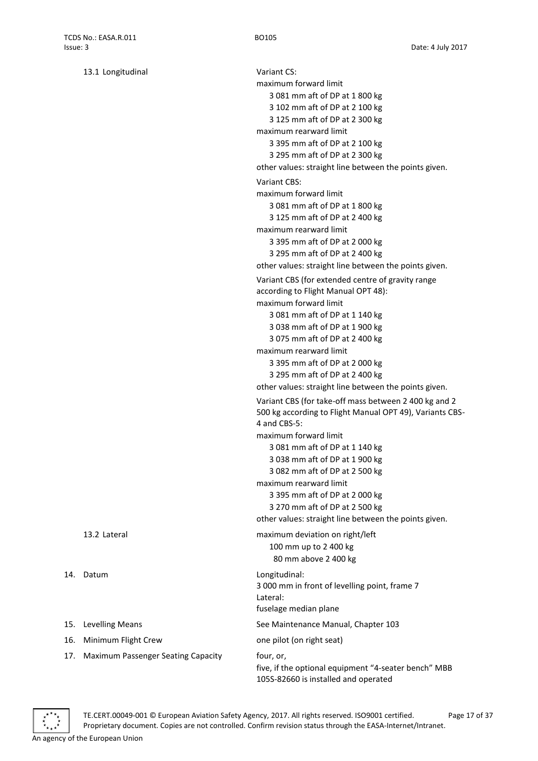13.1 Longitudinal

Variant CS:
maximum forward limit
3 081 mm aft of DP at 1 800 kg
3 102 mm aft of DP at 2 100 kg
3 125 mm aft of DP at 2 300 kg
maximum rearward limit
3 395 mm aft of DP at 2 100 kg
3 295 mm aft of DP at 2 300 kg
other values: straight line between the points given.

Variant CBS:
maximum forward limit
3 081 mm aft of DP at 1 800 kg
3 125 mm aft of DP at 2 400 kg
maximum rearward limit
3 395 mm aft of DP at 2 000 kg
3 295 mm aft of DP at 2 400 kg
other values: straight line between the points given.

Variant CBS (for extended centre of gravity range according to Flight Manual OPT 48):
maximum forward limit
3 081 mm aft of DP at 1 140 kg
3 038 mm aft of DP at 1 900 kg
3 075 mm aft of DP at 2 400 kg
maximum rearward limit
3 395 mm aft of DP at 2 000 kg
3 295 mm aft of DP at 2 400 kg
other values: straight line between the points given.

Variant CBS (for take-off mass between 2 400 kg and 2 500 kg according to Flight Manual OPT 49), Variants CBS-4 and CBS-5:
maximum forward limit
3 081 mm aft of DP at 1 140 kg
3 038 mm aft of DP at 1 900 kg
3 082 mm aft of DP at 2 500 kg
maximum rearward limit
3 395 mm aft of DP at 2 000 kg
3 270 mm aft of DP at 2 500 kg
other values: straight line between the points given.

13.2 Lateral

maximum deviation on right/left
100 mm up to 2 400 kg
80 mm above 2 400 kg

14. Datum

Longitudinal:
3 000 mm in front of levelling point, frame 7
Lateral:
fuselage median plane

15. Levelling Means

See Maintenance Manual, Chapter 103

16. Minimum Flight Crew

one pilot (on right seat)

17. Maximum Passenger Seating Capacity

four, or,
five, if the optional equipment "4-seater bench" MBB 105S-82660 is installed and operated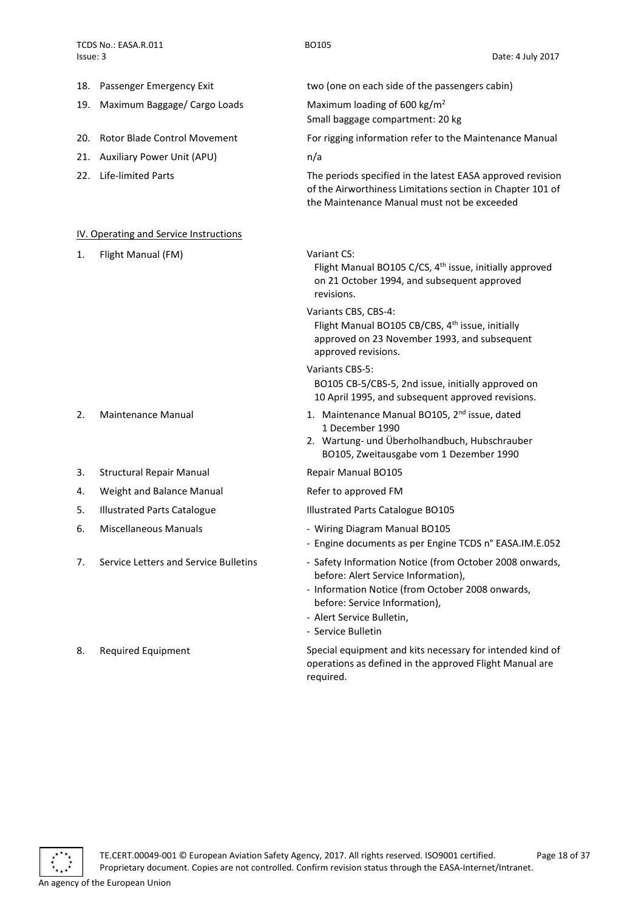| | | |
|---|---|---|
| 18. | Passenger Emergency Exit | two (one on each side of the passengers cabin) |
| 19. | Maximum Baggage/ Cargo Loads | Maximum loading of 600 kg/m$^2$<br>Small baggage compartment: 20 kg |
| 20. | Rotor Blade Control Movement | For rigging information refer to the Maintenance Manual |
| 21. | Auxiliary Power Unit (APU) | n/a |
| 22. | Life-limited Parts | The periods specified in the latest EASA approved revision of the Airworthiness Limitations section in Chapter 101 of the Maintenance Manual must not be exceeded |

## IV. Operating and Service Instructions

| | | |
|---|---|---|
| 1. | Flight Manual (FM) | Variant CS:<br>Flight Manual BO105 C/CS, 4th issue, initially approved on 21 October 1994, and subsequent approved revisions.<br><br>Variants CBS, CBS-4:<br>Flight Manual BO105 CB/CBS, 4th issue, initially approved on 23 November 1993, and subsequent approved revisions.<br><br>Variants CBS-5:<br>BO105 CB-5/CBS-5, 2nd issue, initially approved on 10 April 1995, and subsequent approved revisions. |
| 2. | Maintenance Manual | 1. Maintenance Manual BO105, 2nd issue, dated 1 December 1990<br>2. Wartung- und Überholhandbuch, Hubschrauber BO105, Zweitausgabe vom 1 Dezember 1990 |
| 3. | Structural Repair Manual | Repair Manual BO105 |
| 4. | Weight and Balance Manual | Refer to approved FM |
| 5. | Illustrated Parts Catalogue | Illustrated Parts Catalogue BO105 |
| 6. | Miscellaneous Manuals | - Wiring Diagram Manual BO105<br>- Engine documents as per Engine TCDS n° EASA.IM.E.052 |
| 7. | Service Letters and Service Bulletins | - Safety Information Notice (from October 2008 onwards, before: Alert Service Information),<br>- Information Notice (from October 2008 onwards, before: Service Information),<br>- Alert Service Bulletin,<br>- Service Bulletin |
| 8. | Required Equipment | Special equipment and kits necessary for intended kind of operations as defined in the approved Flight Manual are required. |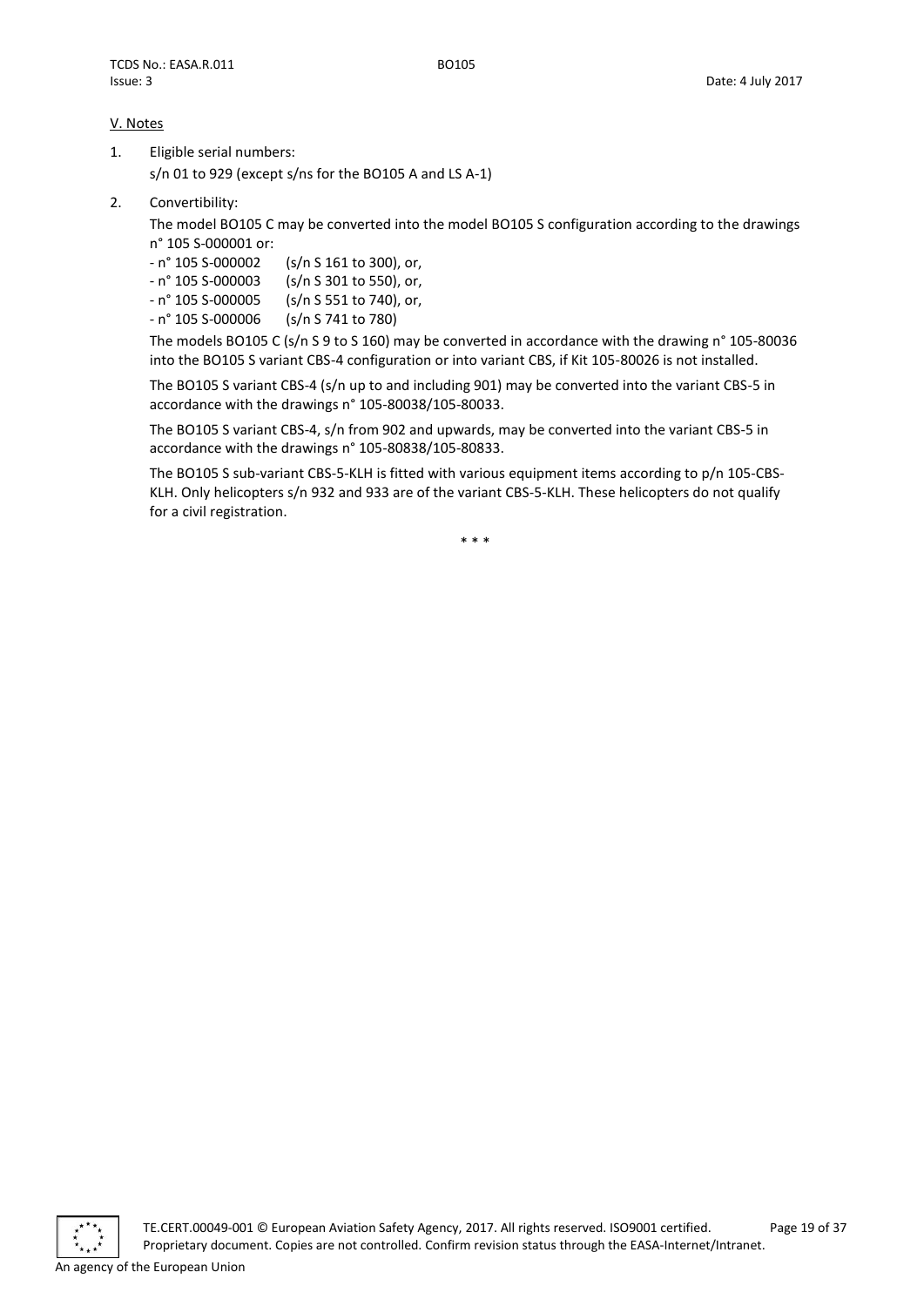## V. Notes

1. Eligible serial numbers:

   s/n 01 to 929 (except s/ns for the BO105 A and LS A-1)

2. Convertibility:

   The model BO105 C may be converted into the model BO105 S configuration according to the drawings n° 105 S-000001 or:

   - n° 105 S-000002 (s/n S 161 to 300), or,
   - n° 105 S-000003 (s/n S 301 to 550), or,
   - n° 105 S-000005 (s/n S 551 to 740), or,
   - n° 105 S-000006 (s/n S 741 to 780)

   The models BO105 C (s/n S 9 to S 160) may be converted in accordance with the drawing n° 105-80036 into the BO105 S variant CBS-4 configuration or into variant CBS, if Kit 105-80026 is not installed.

   The BO105 S variant CBS-4 (s/n up to and including 901) may be converted into the variant CBS-5 in accordance with the drawings n° 105-80038/105-80033.

   The BO105 S variant CBS-4, s/n from 902 and upwards, may be converted into the variant CBS-5 in accordance with the drawings n° 105-80838/105-80833.

   The BO105 S sub-variant CBS-5-KLH is fitted with various equipment items according to p/n 105-CBS-KLH. Only helicopters s/n 932 and 933 are of the variant CBS-5-KLH. These helicopters do not qualify for a civil registration.

\* \* \*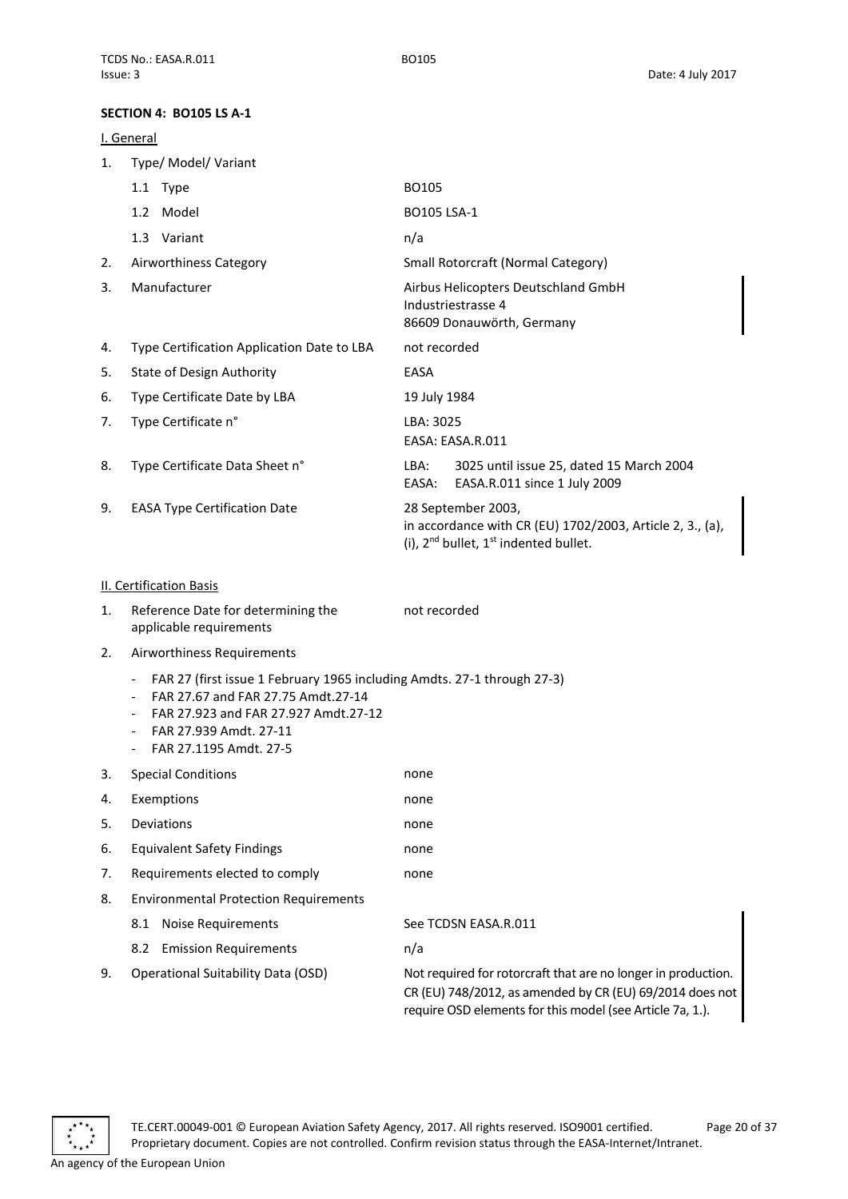## SECTION 4: BO105 LS A-1

### I. General

| | | |
|---|---|---|
| 1. | Type/ Model/ Variant | |
| | 1.1 Type | BO105 |
| | 1.2 Model | BO105 LSA-1 |
| | 1.3 Variant | n/a |
| 2. | Airworthiness Category | Small Rotorcraft (Normal Category) |
| 3. | Manufacturer | Airbus Helicopters Deutschland GmbH<br>Industriestrasse 4<br>86609 Donauwörth, Germany |
| 4. | Type Certification Application Date to LBA | not recorded |
| 5. | State of Design Authority | EASA |
| 6. | Type Certificate Date by LBA | 19 July 1984 |
| 7. | Type Certificate n° | LBA: 3025<br>EASA: EASA.R.011 |
| 8. | Type Certificate Data Sheet n° | LBA: 3025 until issue 25, dated 15 March 2004<br>EASA: EASA.R.011 since 1 July 2009 |
| 9. | EASA Type Certification Date | 28 September 2003,<br>in accordance with CR (EU) 1702/2003, Article 2, 3., (a), (i), 2nd bullet, 1st indented bullet. |

### II. Certification Basis

| | | |
|---|---|---|
| 1. | Reference Date for determining the applicable requirements | not recorded |
| 2. | Airworthiness Requirements | |

- FAR 27 (first issue 1 February 1965 including Amdts. 27-1 through 27-3)
- FAR 27.67 and FAR 27.75 Amdt.27-14
- FAR 27.923 and FAR 27.927 Amdt.27-12
- FAR 27.939 Amdt. 27-11
- FAR 27.1195 Amdt. 27-5

| | | |
|---|---|---|
| 3. | Special Conditions | none |
| 4. | Exemptions | none |
| 5. | Deviations | none |
| 6. | Equivalent Safety Findings | none |
| 7. | Requirements elected to comply | none |
| 8. | Environmental Protection Requirements | |
| | 8.1 Noise Requirements | See TCDSN EASA.R.011 |
| | 8.2 Emission Requirements | n/a |
| 9. | Operational Suitability Data (OSD) | Not required for rotorcraft that are no longer in production. CR (EU) 748/2012, as amended by CR (EU) 69/2014 does not require OSD elements for this model (see Article 7a, 1.). |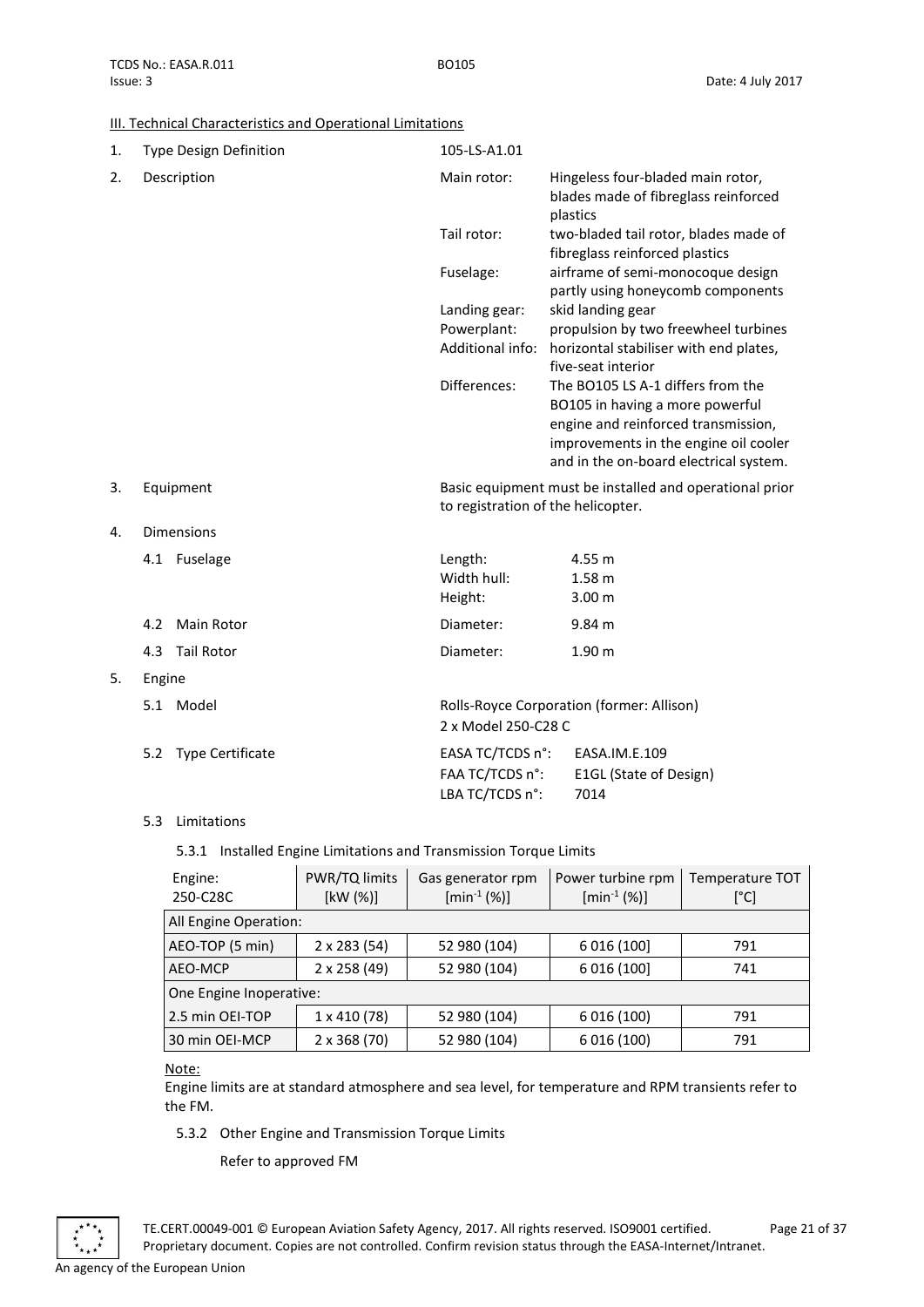## III. Technical Characteristics and Operational Limitations

1. Type Design Definition — 105-LS-A1.01

2. Description

| | |
|---|---|
| Main rotor: | Hingeless four-bladed main rotor, blades made of fibreglass reinforced plastics |
| Tail rotor: | two-bladed tail rotor, blades made of fibreglass reinforced plastics |
| Fuselage: | airframe of semi-monocoque design partly using honeycomb components |
| Landing gear: | skid landing gear |
| Powerplant: | propulsion by two freewheel turbines |
| Additional info: | horizontal stabiliser with end plates, five-seat interior |
| Differences: | The BO105 LS A-1 differs from the BO105 in having a more powerful engine and reinforced transmission, improvements in the engine oil cooler and in the on-board electrical system. |

3. Equipment — Basic equipment must be installed and operational prior to registration of the helicopter.

4. Dimensions

   4.1 Fuselage

   | | |
   |---|---|
   | Length: | 4.55 m |
   | Width hull: | 1.58 m |
   | Height: | 3.00 m |

   4.2 Main Rotor — Diameter: 9.84 m

   4.3 Tail Rotor — Diameter: 1.90 m

5. Engine

   5.1 Model — Rolls-Royce Corporation (former: Allison) 2 x Model 250-C28 C

   5.2 Type Certificate

   | | |
   |---|---|
   | EASA TC/TCDS n°: | EASA.IM.E.109 |
   | FAA TC/TCDS n°: | E1GL (State of Design) |
   | LBA TC/TCDS n°: | 7014 |

   5.3 Limitations

   5.3.1 Installed Engine Limitations and Transmission Torque Limits

| Engine: 250-C28C | PWR/TQ limits [kW (%)] | Gas generator rpm [min$^{-1}$ (%)] | Power turbine rpm [min$^{-1}$ (%)] | Temperature TOT [°C] |
|---|---|---|---|---|
| All Engine Operation: | | | | |
| AEO-TOP (5 min) | 2 x 283 (54) | 52 980 (104) | 6 016 (100] | 791 |
| AEO-MCP | 2 x 258 (49) | 52 980 (104) | 6 016 (100] | 741 |
| One Engine Inoperative: | | | | |
| 2.5 min OEI-TOP | 1 x 410 (78) | 52 980 (104) | 6 016 (100) | 791 |
| 30 min OEI-MCP | 2 x 368 (70) | 52 980 (104) | 6 016 (100) | 791 |

Note:
Engine limits are at standard atmosphere and sea level, for temperature and RPM transients refer to the FM.

   5.3.2 Other Engine and Transmission Torque Limits

   Refer to approved FM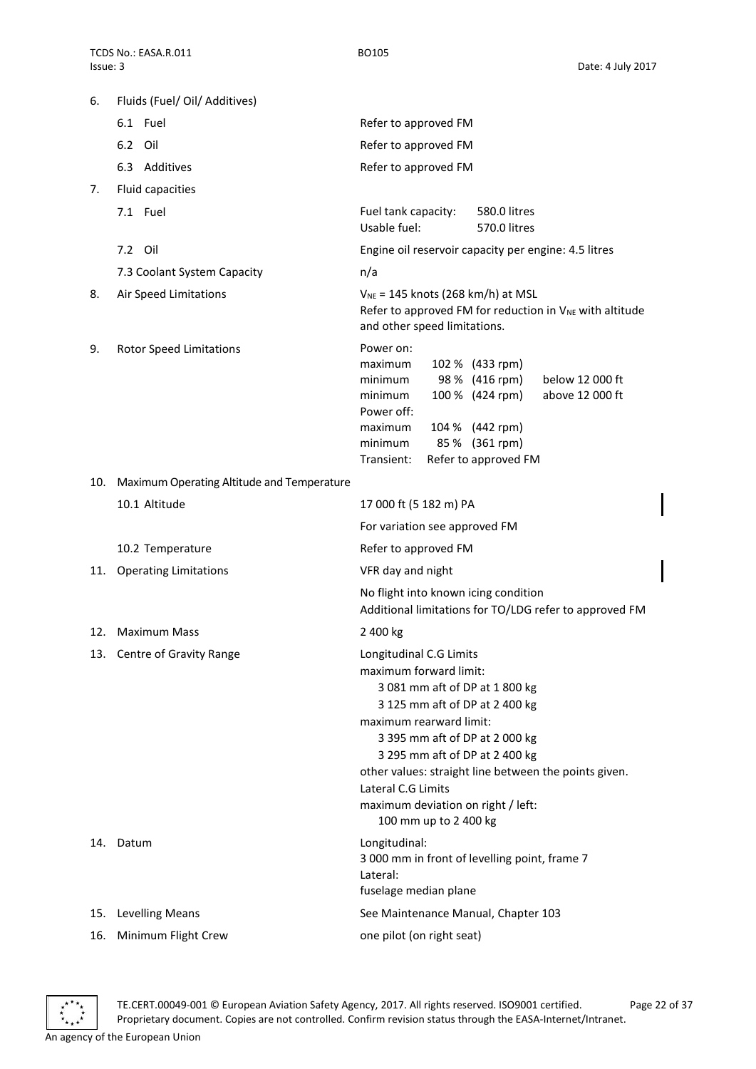| | | |
|---|---|---|
| 6. | Fluids (Fuel/ Oil/ Additives) | |
| | 6.1 Fuel | Refer to approved FM |
| | 6.2 Oil | Refer to approved FM |
| | 6.3 Additives | Refer to approved FM |
| 7. | Fluid capacities | |
| | 7.1 Fuel | Fuel tank capacity: 580.0 litres<br>Usable fuel: 570.0 litres |
| | 7.2 Oil | Engine oil reservoir capacity per engine: 4.5 litres |
| | 7.3 Coolant System Capacity | n/a |
| 8. | Air Speed Limitations | $V_{NE}$ = 145 knots (268 km/h) at MSL<br>Refer to approved FM for reduction in $V_{NE}$ with altitude and other speed limitations. |
| 9. | Rotor Speed Limitations | Power on:<br>maximum 102 % (433 rpm)<br>minimum 98 % (416 rpm) below 12 000 ft<br>minimum 100 % (424 rpm) above 12 000 ft<br>Power off:<br>maximum 104 % (442 rpm)<br>minimum 85 % (361 rpm)<br>Transient: Refer to approved FM |
| 10. | Maximum Operating Altitude and Temperature | |
| | 10.1 Altitude | 17 000 ft (5 182 m) PA<br>For variation see approved FM |
| | 10.2 Temperature | Refer to approved FM |
| 11. | Operating Limitations | VFR day and night<br>No flight into known icing condition<br>Additional limitations for TO/LDG refer to approved FM |
| 12. | Maximum Mass | 2 400 kg |
| 13. | Centre of Gravity Range | Longitudinal C.G Limits<br>maximum forward limit:<br>3 081 mm aft of DP at 1 800 kg<br>3 125 mm aft of DP at 2 400 kg<br>maximum rearward limit:<br>3 395 mm aft of DP at 2 000 kg<br>3 295 mm aft of DP at 2 400 kg<br>other values: straight line between the points given.<br>Lateral C.G Limits<br>maximum deviation on right / left:<br>100 mm up to 2 400 kg |
| 14. | Datum | Longitudinal:<br>3 000 mm in front of levelling point, frame 7<br>Lateral:<br>fuselage median plane |
| 15. | Levelling Means | See Maintenance Manual, Chapter 103 |
| 16. | Minimum Flight Crew | one pilot (on right seat) |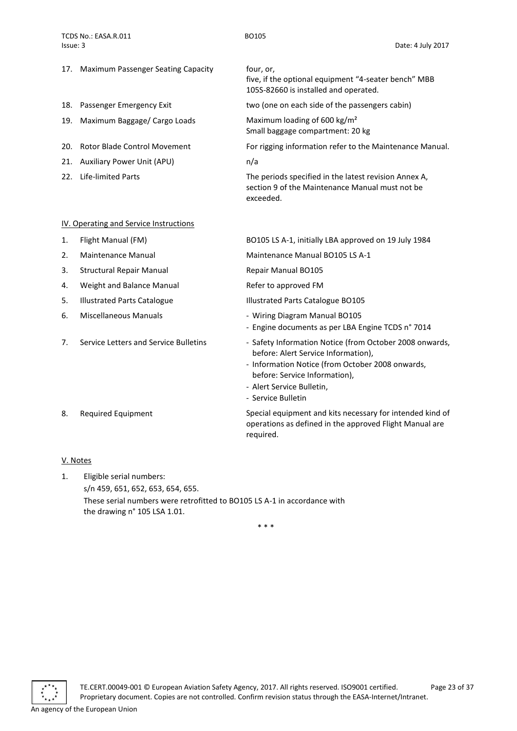| | | |
|---|---|---|
| 17. | Maximum Passenger Seating Capacity | four, or,<br>five, if the optional equipment "4-seater bench" MBB 105S-82660 is installed and operated. |
| 18. | Passenger Emergency Exit | two (one on each side of the passengers cabin) |
| 19. | Maximum Baggage/ Cargo Loads | Maximum loading of 600 kg/m²<br>Small baggage compartment: 20 kg |
| 20. | Rotor Blade Control Movement | For rigging information refer to the Maintenance Manual. |
| 21. | Auxiliary Power Unit (APU) | n/a |
| 22. | Life-limited Parts | The periods specified in the latest revision Annex A, section 9 of the Maintenance Manual must not be exceeded. |

## IV. Operating and Service Instructions

| | | |
|---|---|---|
| 1. | Flight Manual (FM) | BO105 LS A-1, initially LBA approved on 19 July 1984 |
| 2. | Maintenance Manual | Maintenance Manual BO105 LS A-1 |
| 3. | Structural Repair Manual | Repair Manual BO105 |
| 4. | Weight and Balance Manual | Refer to approved FM |
| 5. | Illustrated Parts Catalogue | Illustrated Parts Catalogue BO105 |
| 6. | Miscellaneous Manuals | - Wiring Diagram Manual BO105<br>- Engine documents as per LBA Engine TCDS n° 7014 |
| 7. | Service Letters and Service Bulletins | - Safety Information Notice (from October 2008 onwards, before: Alert Service Information),<br>- Information Notice (from October 2008 onwards, before: Service Information),<br>- Alert Service Bulletin,<br>- Service Bulletin |
| 8. | Required Equipment | Special equipment and kits necessary for intended kind of operations as defined in the approved Flight Manual are required. |

## V. Notes

1. Eligible serial numbers:
   s/n 459, 651, 652, 653, 654, 655.
   These serial numbers were retrofitted to BO105 LS A-1 in accordance with the drawing n° 105 LSA 1.01.

* * *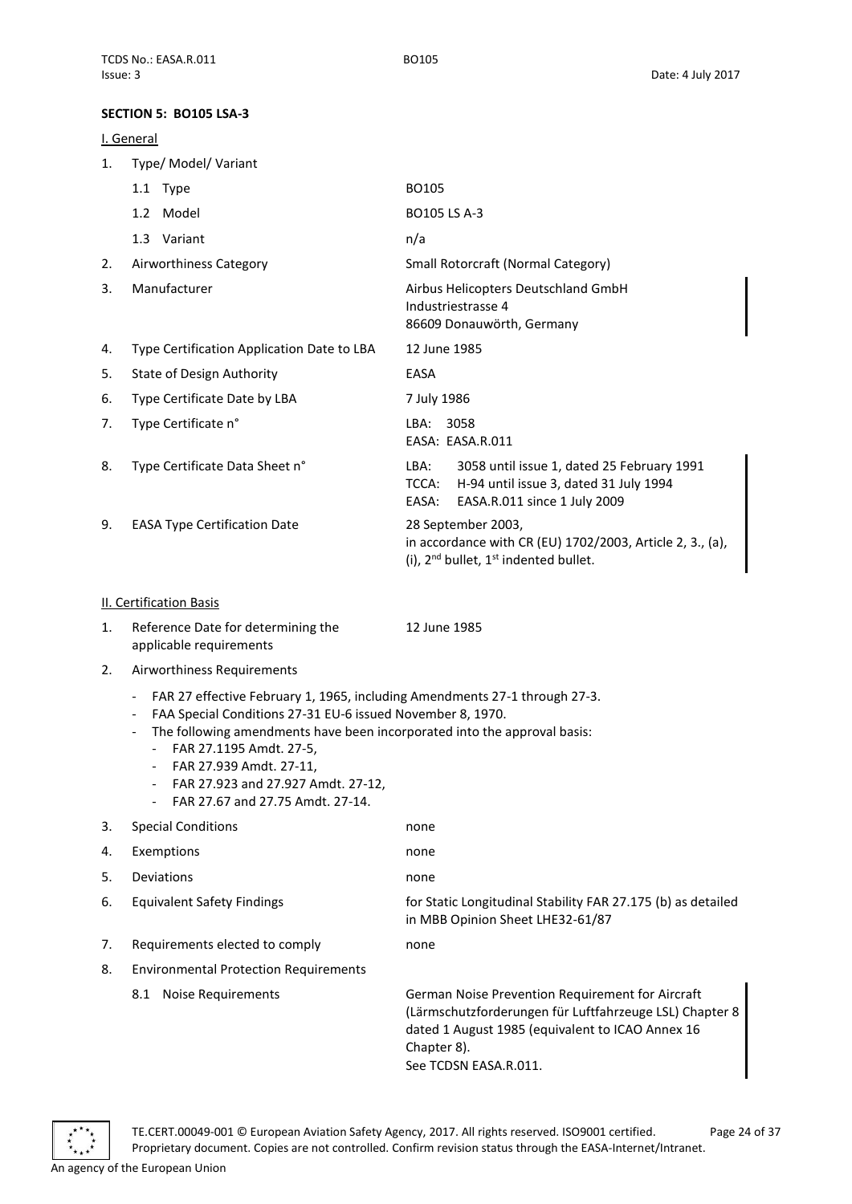**SECTION 5: BO105 LSA-3**

I. General

| | | |
|---|---|---|
| 1. | Type/ Model/ Variant | |
| | 1.1 Type | BO105 |
| | 1.2 Model | BO105 LS A-3 |
| | 1.3 Variant | n/a |
| 2. | Airworthiness Category | Small Rotorcraft (Normal Category) |
| 3. | Manufacturer | Airbus Helicopters Deutschland GmbH<br>Industriestrasse 4<br>86609 Donauwörth, Germany |
| 4. | Type Certification Application Date to LBA | 12 June 1985 |
| 5. | State of Design Authority | EASA |
| 6. | Type Certificate Date by LBA | 7 July 1986 |
| 7. | Type Certificate n° | LBA: 3058<br>EASA: EASA.R.011 |
| 8. | Type Certificate Data Sheet n° | LBA: 3058 until issue 1, dated 25 February 1991<br>TCCA: H-94 until issue 3, dated 31 July 1994<br>EASA: EASA.R.011 since 1 July 2009 |
| 9. | EASA Type Certification Date | 28 September 2003,<br>in accordance with CR (EU) 1702/2003, Article 2, 3., (a), (i), 2nd bullet, 1st indented bullet. |

II. Certification Basis

1. Reference Date for determining the applicable requirements: 12 June 1985

2. Airworthiness Requirements

   - FAR 27 effective February 1, 1965, including Amendments 27-1 through 27-3.
   - FAA Special Conditions 27-31 EU-6 issued November 8, 1970.
   - The following amendments have been incorporated into the approval basis:
     - FAR 27.1195 Amdt. 27-5,
     - FAR 27.939 Amdt. 27-11,
     - FAR 27.923 and 27.927 Amdt. 27-12,
     - FAR 27.67 and 27.75 Amdt. 27-14.

| | | |
|---|---|---|
| 3. | Special Conditions | none |
| 4. | Exemptions | none |
| 5. | Deviations | none |
| 6. | Equivalent Safety Findings | for Static Longitudinal Stability FAR 27.175 (b) as detailed in MBB Opinion Sheet LHE32-61/87 |
| 7. | Requirements elected to comply | none |
| 8. | Environmental Protection Requirements | |
| | 8.1 Noise Requirements | German Noise Prevention Requirement for Aircraft (Lärmschutzforderungen für Luftfahrzeuge LSL) Chapter 8 dated 1 August 1985 (equivalent to ICAO Annex 16 Chapter 8).<br>See TCDSN EASA.R.011. |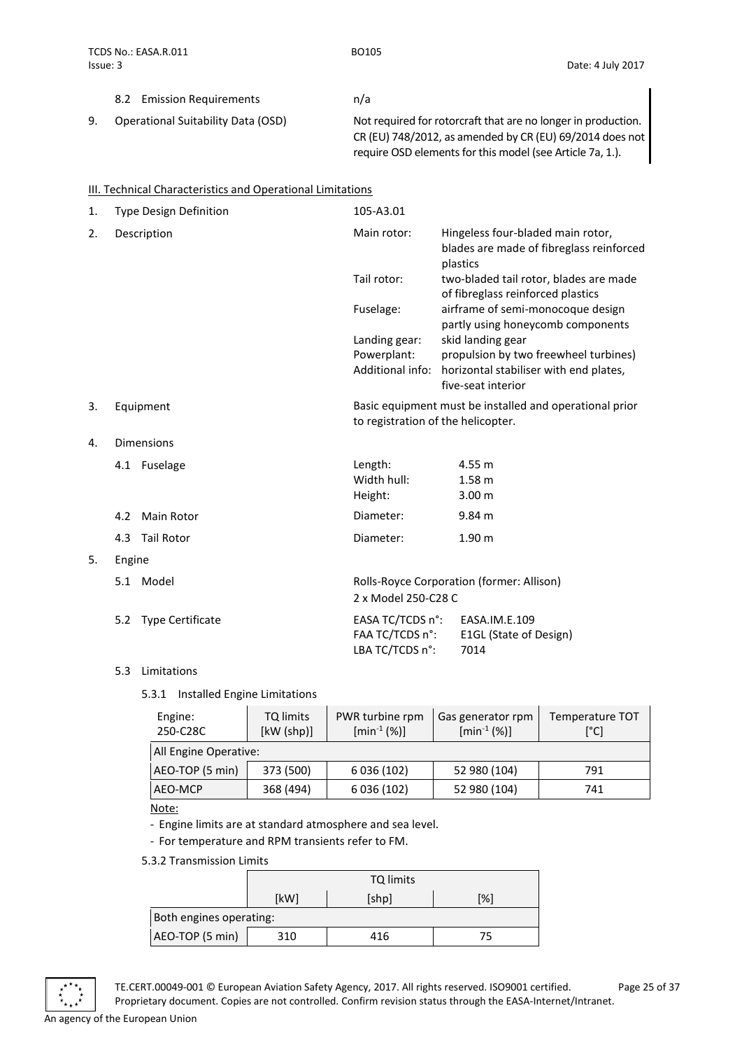8.2 Emission Requirements | n/a

9. Operational Suitability Data (OSD) — Not required for rotorcraft that are no longer in production. CR (EU) 748/2012, as amended by CR (EU) 69/2014 does not require OSD elements for this model (see Article 7a, 1.).

## III. Technical Characteristics and Operational Limitations

1. Type Design Definition — 105-A3.01

2. Description

| | |
|---|---|
| Main rotor: | Hingeless four-bladed main rotor, blades are made of fibreglass reinforced plastics |
| Tail rotor: | two-bladed tail rotor, blades are made of fibreglass reinforced plastics |
| Fuselage: | airframe of semi-monocoque design partly using honeycomb components |
| Landing gear: | skid landing gear |
| Powerplant: | propulsion by two freewheel turbines) |
| Additional info: | horizontal stabiliser with end plates, five-seat interior |

3. Equipment — Basic equipment must be installed and operational prior to registration of the helicopter.

4. Dimensions

4.1 Fuselage

| | |
|---|---|
| Length: | 4.55 m |
| Width hull: | 1.58 m |
| Height: | 3.00 m |

4.2 Main Rotor — Diameter: 9.84 m

4.3 Tail Rotor — Diameter: 1.90 m

5. Engine

5.1 Model — Rolls-Royce Corporation (former: Allison) 2 x Model 250-C28 C

5.2 Type Certificate

| | |
|---|---|
| EASA TC/TCDS n°: | EASA.IM.E.109 |
| FAA TC/TCDS n°: | E1GL (State of Design) |
| LBA TC/TCDS n°: | 7014 |

5.3 Limitations

5.3.1 Installed Engine Limitations

| Engine: 250-C28C | TQ limits [kW (shp)] | PWR turbine rpm [$min^{-1}$ (%)] | Gas generator rpm [$min^{-1}$ (%)] | Temperature TOT [°C] |
|---|---|---|---|---|
| All Engine Operative: | | | | |
| AEO-TOP (5 min) | 373 (500) | 6 036 (102) | 52 980 (104) | 791 |
| AEO-MCP | 368 (494) | 6 036 (102) | 52 980 (104) | 741 |

Note:

- Engine limits are at standard atmosphere and sea level.
- For temperature and RPM transients refer to FM.

5.3.2 Transmission Limits

| | TQ limits | | |
|---|---|---|---|
| | [kW] | [shp] | [%] |
| Both engines operating: | | | |
| AEO-TOP (5 min) | 310 | 416 | 75 |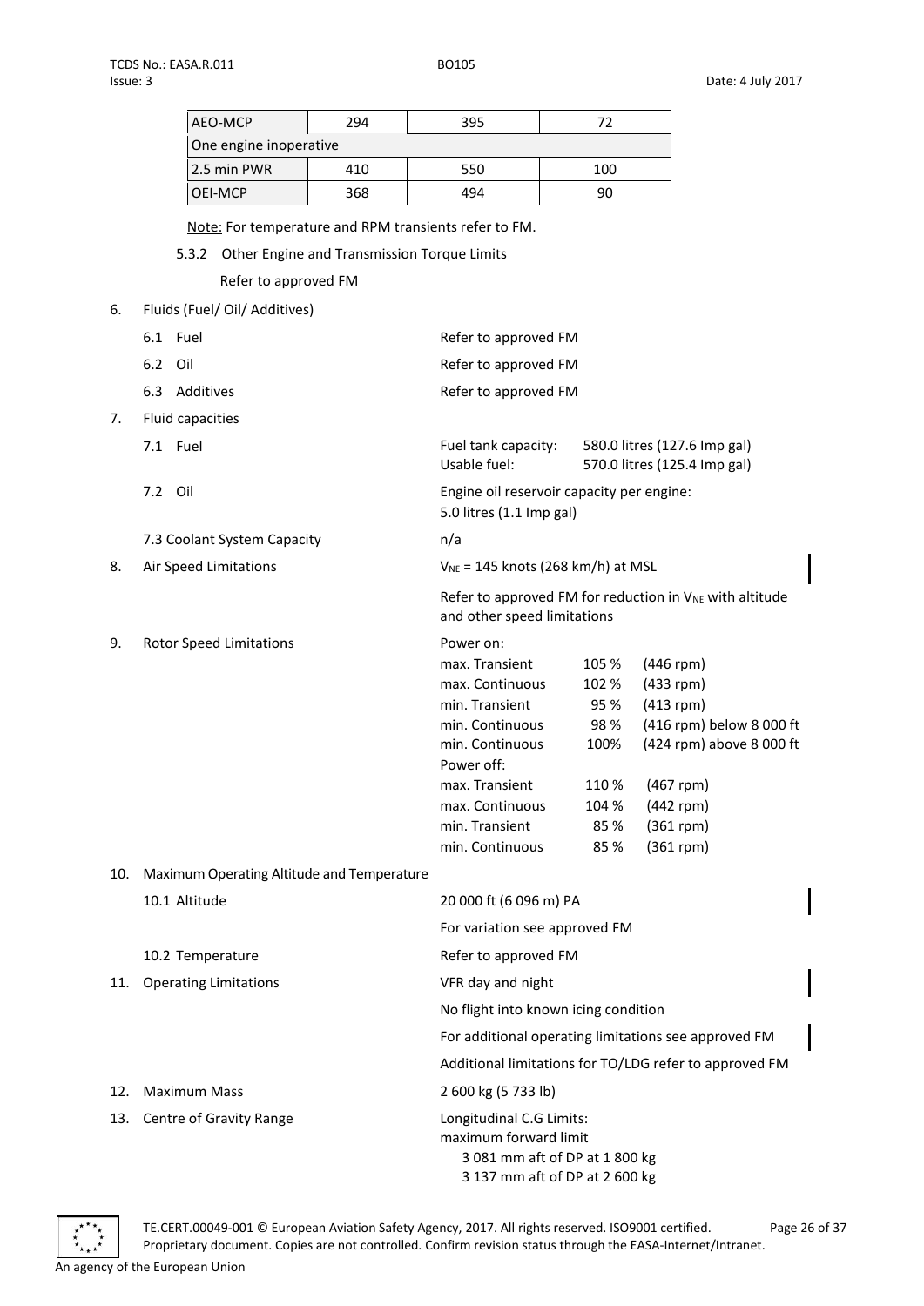| AEO-MCP | 294 | 395 | 72 |
|---|---|---|---|
| One engine inoperative | | | |
| 2.5 min PWR | 410 | 550 | 100 |
| OEI-MCP | 368 | 494 | 90 |

Note: For temperature and RPM transients refer to FM.

5.3.2 Other Engine and Transmission Torque Limits

Refer to approved FM

6. Fluids (Fuel/ Oil/ Additives)

| | |
|---|---|
| 6.1 Fuel | Refer to approved FM |
| 6.2 Oil | Refer to approved FM |
| 6.3 Additives | Refer to approved FM |

7. Fluid capacities

| | |
|---|---|
| 7.1 Fuel | Fuel tank capacity: 580.0 litres (127.6 Imp gal)<br>Usable fuel: 570.0 litres (125.4 Imp gal) |
| 7.2 Oil | Engine oil reservoir capacity per engine:<br>5.0 litres (1.1 Imp gal) |
| 7.3 Coolant System Capacity | n/a |

8. Air Speed Limitations

$V_{NE}$ = 145 knots (268 km/h) at MSL

Refer to approved FM for reduction in $V_{NE}$ with altitude and other speed limitations

9. Rotor Speed Limitations

Power on:

| | | |
|---|---|---|
| max. Transient | 105 % | (446 rpm) |
| max. Continuous | 102 % | (433 rpm) |
| min. Transient | 95 % | (413 rpm) |
| min. Continuous | 98 % | (416 rpm) below 8 000 ft |
| min. Continuous | 100% | (424 rpm) above 8 000 ft |

Power off:

| | | |
|---|---|---|
| max. Transient | 110 % | (467 rpm) |
| max. Continuous | 104 % | (442 rpm) |
| min. Transient | 85 % | (361 rpm) |
| min. Continuous | 85 % | (361 rpm) |

10. Maximum Operating Altitude and Temperature

10.1 Altitude

20 000 ft (6 096 m) PA

For variation see approved FM

10.2 Temperature

Refer to approved FM

11. Operating Limitations

VFR day and night

No flight into known icing condition

For additional operating limitations see approved FM

Additional limitations for TO/LDG refer to approved FM

12. Maximum Mass

2 600 kg (5 733 lb)

13. Centre of Gravity Range

Longitudinal C.G Limits:
maximum forward limit
3 081 mm aft of DP at 1 800 kg
3 137 mm aft of DP at 2 600 kg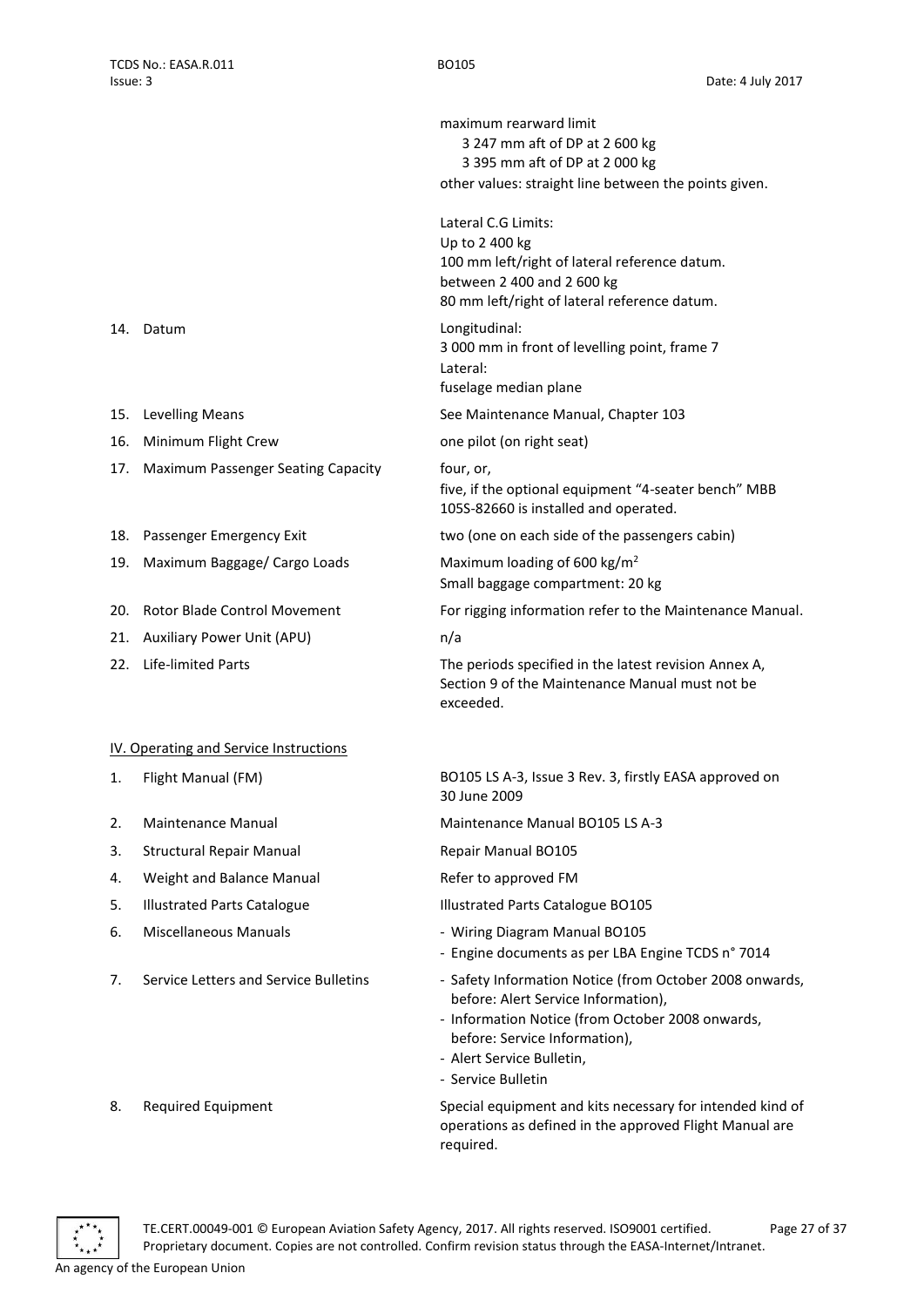| | |
|---|---|
| | maximum rearward limit<br>3 247 mm aft of DP at 2 600 kg<br>3 395 mm aft of DP at 2 000 kg<br>other values: straight line between the points given.<br><br>Lateral C.G Limits:<br>Up to 2 400 kg<br>100 mm left/right of lateral reference datum.<br>between 2 400 and 2 600 kg<br>80 mm left/right of lateral reference datum. |
| 14. Datum | Longitudinal:<br>3 000 mm in front of levelling point, frame 7<br>Lateral:<br>fuselage median plane |
| 15. Levelling Means | See Maintenance Manual, Chapter 103 |
| 16. Minimum Flight Crew | one pilot (on right seat) |
| 17. Maximum Passenger Seating Capacity | four, or,<br>five, if the optional equipment "4-seater bench" MBB 105S-82660 is installed and operated. |
| 18. Passenger Emergency Exit | two (one on each side of the passengers cabin) |
| 19. Maximum Baggage/ Cargo Loads | Maximum loading of 600 kg/m$^2$<br>Small baggage compartment: 20 kg |
| 20. Rotor Blade Control Movement | For rigging information refer to the Maintenance Manual. |
| 21. Auxiliary Power Unit (APU) | n/a |
| 22. Life-limited Parts | The periods specified in the latest revision Annex A, Section 9 of the Maintenance Manual must not be exceeded. |

IV. Operating and Service Instructions

| | |
|---|---|
| 1. Flight Manual (FM) | BO105 LS A-3, Issue 3 Rev. 3, firstly EASA approved on 30 June 2009 |
| 2. Maintenance Manual | Maintenance Manual BO105 LS A-3 |
| 3. Structural Repair Manual | Repair Manual BO105 |
| 4. Weight and Balance Manual | Refer to approved FM |
| 5. Illustrated Parts Catalogue | Illustrated Parts Catalogue BO105 |
| 6. Miscellaneous Manuals | - Wiring Diagram Manual BO105<br>- Engine documents as per LBA Engine TCDS n° 7014 |
| 7. Service Letters and Service Bulletins | - Safety Information Notice (from October 2008 onwards, before: Alert Service Information),<br>- Information Notice (from October 2008 onwards, before: Service Information),<br>- Alert Service Bulletin,<br>- Service Bulletin |
| 8. Required Equipment | Special equipment and kits necessary for intended kind of operations as defined in the approved Flight Manual are required. |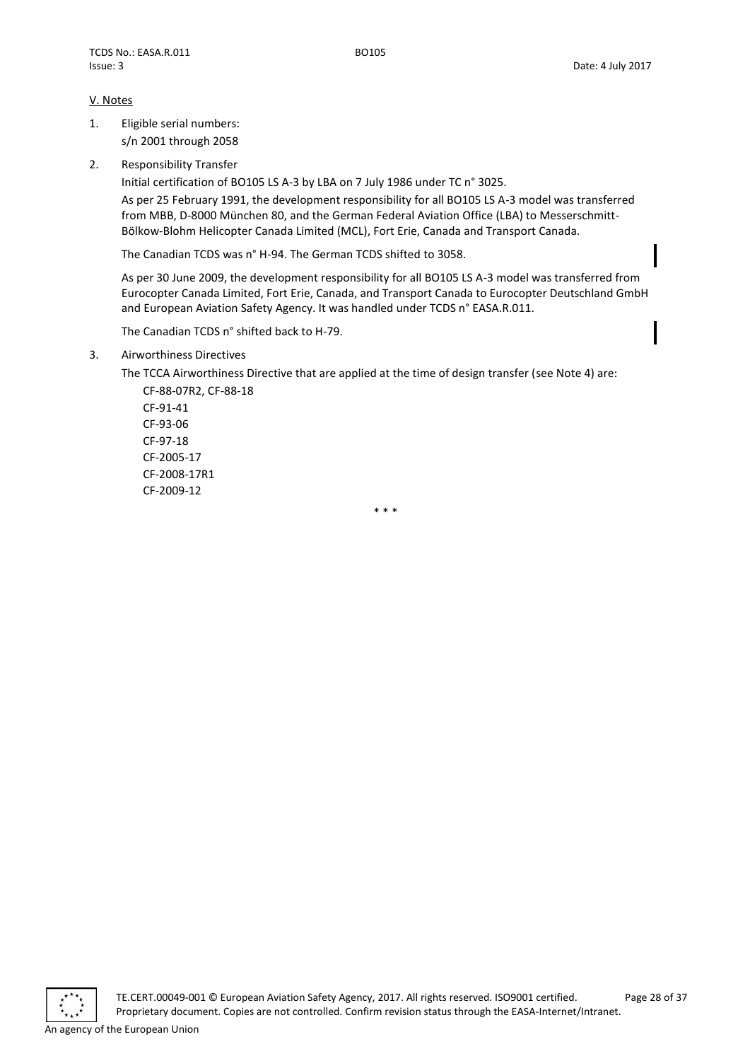## V. Notes

1. Eligible serial numbers:
   s/n 2001 through 2058

2. Responsibility Transfer

   Initial certification of BO105 LS A-3 by LBA on 7 July 1986 under TC n° 3025.

   As per 25 February 1991, the development responsibility for all BO105 LS A-3 model was transferred from MBB, D-8000 München 80, and the German Federal Aviation Office (LBA) to Messerschmitt-Bölkow-Blohm Helicopter Canada Limited (MCL), Fort Erie, Canada and Transport Canada.

   The Canadian TCDS was n° H-94. The German TCDS shifted to 3058.

   As per 30 June 2009, the development responsibility for all BO105 LS A-3 model was transferred from Eurocopter Canada Limited, Fort Erie, Canada, and Transport Canada to Eurocopter Deutschland GmbH and European Aviation Safety Agency. It was handled under TCDS n° EASA.R.011.

   The Canadian TCDS n° shifted back to H-79.

3. Airworthiness Directives

   The TCCA Airworthiness Directive that are applied at the time of design transfer (see Note 4) are:

   CF-88-07R2, CF-88-18
   CF-91-41
   CF-93-06
   CF-97-18
   CF-2005-17
   CF-2008-17R1
   CF-2009-12

\* \* \*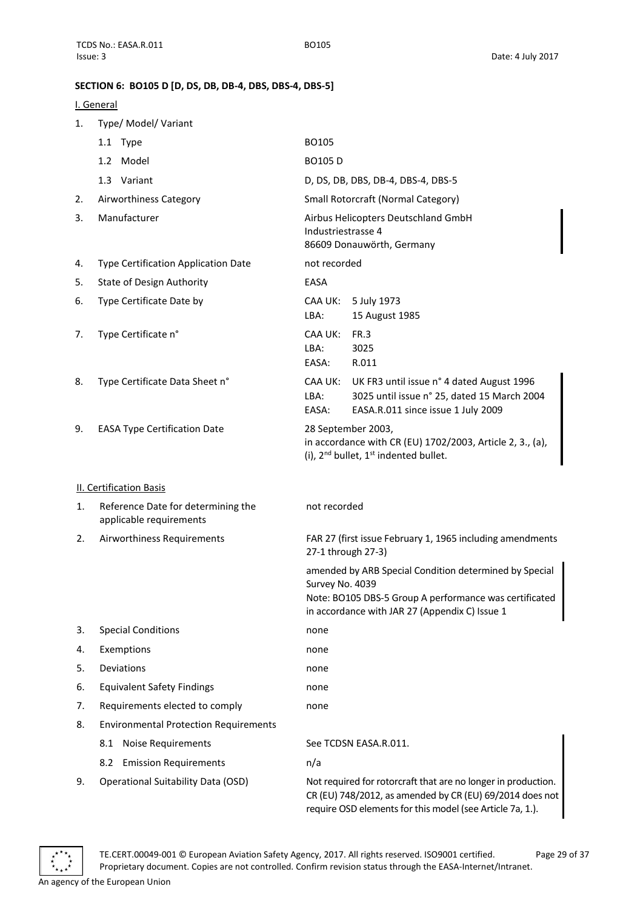## SECTION 6: BO105 D [D, DS, DB, DB-4, DBS, DBS-4, DBS-5]

### I. General

| | | |
|---|---|---|
| 1. | Type/ Model/ Variant | |
| | 1.1 Type | BO105 |
| | 1.2 Model | BO105 D |
| | 1.3 Variant | D, DS, DB, DBS, DB-4, DBS-4, DBS-5 |
| 2. | Airworthiness Category | Small Rotorcraft (Normal Category) |
| 3. | Manufacturer | Airbus Helicopters Deutschland GmbH<br>Industriestrasse 4<br>86609 Donauwörth, Germany |
| 4. | Type Certification Application Date | not recorded |
| 5. | State of Design Authority | EASA |
| 6. | Type Certificate Date by | CAA UK: 5 July 1973<br>LBA: 15 August 1985 |
| 7. | Type Certificate n° | CAA UK: FR.3<br>LBA: 3025<br>EASA: R.011 |
| 8. | Type Certificate Data Sheet n° | CAA UK: UK FR3 until issue n° 4 dated August 1996<br>LBA: 3025 until issue n° 25, dated 15 March 2004<br>EASA: EASA.R.011 since issue 1 July 2009 |
| 9. | EASA Type Certification Date | 28 September 2003,<br>in accordance with CR (EU) 1702/2003, Article 2, 3., (a), (i), 2nd bullet, 1st indented bullet. |

### II. Certification Basis

| | | |
|---|---|---|
| 1. | Reference Date for determining the applicable requirements | not recorded |
| 2. | Airworthiness Requirements | FAR 27 (first issue February 1, 1965 including amendments 27-1 through 27-3)<br><br>amended by ARB Special Condition determined by Special Survey No. 4039<br>Note: BO105 DBS-5 Group A performance was certificated in accordance with JAR 27 (Appendix C) Issue 1 |
| 3. | Special Conditions | none |
| 4. | Exemptions | none |
| 5. | Deviations | none |
| 6. | Equivalent Safety Findings | none |
| 7. | Requirements elected to comply | none |
| 8. | Environmental Protection Requirements | |
| | 8.1 Noise Requirements | See TCDSN EASA.R.011. |
| | 8.2 Emission Requirements | n/a |
| 9. | Operational Suitability Data (OSD) | Not required for rotorcraft that are no longer in production. CR (EU) 748/2012, as amended by CR (EU) 69/2014 does not require OSD elements for this model (see Article 7a, 1.). |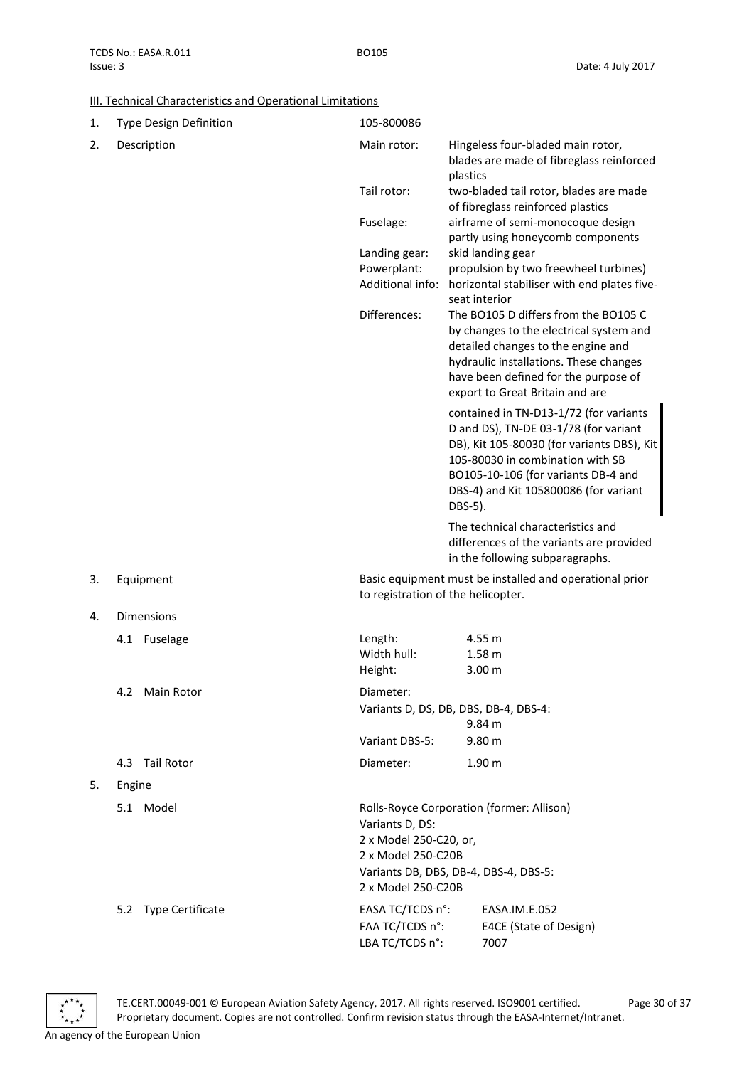## III. Technical Characteristics and Operational Limitations

| | | | |
|---|---|---|---|
| 1. | Type Design Definition | 105-800086 | |
| 2. | Description | Main rotor: | Hingeless four-bladed main rotor, blades are made of fibreglass reinforced plastics |
| | | Tail rotor: | two-bladed tail rotor, blades are made of fibreglass reinforced plastics |
| | | Fuselage: | airframe of semi-monocoque design partly using honeycomb components |
| | | Landing gear: | skid landing gear |
| | | Powerplant: | propulsion by two freewheel turbines) |
| | | Additional info: | horizontal stabiliser with end plates five-seat interior |
| | | Differences: | The BO105 D differs from the BO105 C by changes to the electrical system and detailed changes to the engine and hydraulic installations. These changes have been defined for the purpose of export to Great Britain and are contained in TN-D13-1/72 (for variants D and DS), TN-DE 03-1/78 (for variant DB), Kit 105-80030 (for variants DBS), Kit 105-80030 in combination with SB BO105-10-106 (for variants DB-4 and DBS-4) and Kit 105800086 (for variant DBS-5).<br><br>The technical characteristics and differences of the variants are provided in the following subparagraphs. |
| 3. | Equipment | Basic equipment must be installed and operational prior to registration of the helicopter. | |
| 4. | Dimensions | | |
| | 4.1 Fuselage | Length: | 4.55 m |
| | | Width hull: | 1.58 m |
| | | Height: | 3.00 m |
| | 4.2 Main Rotor | Diameter:<br>Variants D, DS, DB, DBS, DB-4, DBS-4: | 9.84 m |
| | | Variant DBS-5: | 9.80 m |
| | 4.3 Tail Rotor | Diameter: | 1.90 m |
| 5. | Engine | | |
| | 5.1 Model | Rolls-Royce Corporation (former: Allison)<br>Variants D, DS:<br>2 x Model 250-C20, or,<br>2 x Model 250-C20B<br>Variants DB, DBS, DB-4, DBS-4, DBS-5:<br>2 x Model 250-C20B | |
| | 5.2 Type Certificate | EASA TC/TCDS n°: | EASA.IM.E.052 |
| | | FAA TC/TCDS n°: | E4CE (State of Design) |
| | | LBA TC/TCDS n°: | 7007 |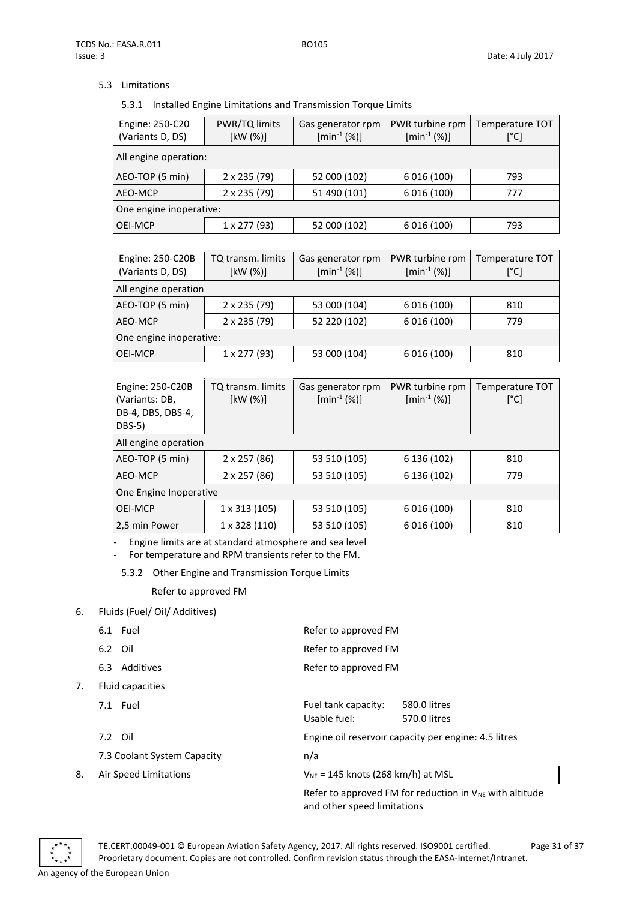### 5.3 Limitations

#### 5.3.1 Installed Engine Limitations and Transmission Torque Limits

| Engine: 250-C20 (Variants D, DS) | PWR/TQ limits [kW (%)] | Gas generator rpm [$min^{-1}$ (%)] | PWR turbine rpm [$min^{-1}$ (%)] | Temperature TOT [°C] |
|---|---|---|---|---|
| All engine operation: | | | | |
| AEO-TOP (5 min) | 2 x 235 (79) | 52 000 (102) | 6 016 (100) | 793 |
| AEO-MCP | 2 x 235 (79) | 51 490 (101) | 6 016 (100) | 777 |
| One engine inoperative: | | | | |
| OEI-MCP | 1 x 277 (93) | 52 000 (102) | 6 016 (100) | 793 |

| Engine: 250-C20B (Variants D, DS) | TQ transm. limits [kW (%)] | Gas generator rpm [$min^{-1}$ (%)] | PWR turbine rpm [$min^{-1}$ (%)] | Temperature TOT [°C] |
|---|---|---|---|---|
| All engine operation | | | | |
| AEO-TOP (5 min) | 2 x 235 (79) | 53 000 (104) | 6 016 (100) | 810 |
| AEO-MCP | 2 x 235 (79) | 52 220 (102) | 6 016 (100) | 779 |
| One engine inoperative: | | | | |
| OEI-MCP | 1 x 277 (93) | 53 000 (104) | 6 016 (100) | 810 |

| Engine: 250-C20B (Variants: DB, DB-4, DBS, DBS-4, DBS-5) | TQ transm. limits [kW (%)] | Gas generator rpm [$min^{-1}$ (%)] | PWR turbine rpm [$min^{-1}$ (%)] | Temperature TOT [°C] |
|---|---|---|---|---|
| All engine operation | | | | |
| AEO-TOP (5 min) | 2 x 257 (86) | 53 510 (105) | 6 136 (102) | 810 |
| AEO-MCP | 2 x 257 (86) | 53 510 (105) | 6 136 (102) | 779 |
| One Engine Inoperative | | | | |
| OEI-MCP | 1 x 313 (105) | 53 510 (105) | 6 016 (100) | 810 |
| 2,5 min Power | 1 x 328 (110) | 53 510 (105) | 6 016 (100) | 810 |

- Engine limits are at standard atmosphere and sea level
- For temperature and RPM transients refer to the FM.

#### 5.3.2 Other Engine and Transmission Torque Limits

Refer to approved FM

## 6. Fluids (Fuel/ Oil/ Additives)

6.1 Fuel — Refer to approved FM

6.2 Oil — Refer to approved FM

6.3 Additives — Refer to approved FM

## 7. Fluid capacities

7.1 Fuel — Fuel tank capacity: 580.0 litres; Usable fuel: 570.0 litres

7.2 Oil — Engine oil reservoir capacity per engine: 4.5 litres

7.3 Coolant System Capacity — n/a

## 8. Air Speed Limitations

$V_{NE}$ = 145 knots (268 km/h) at MSL

Refer to approved FM for reduction in $V_{NE}$ with altitude and other speed limitations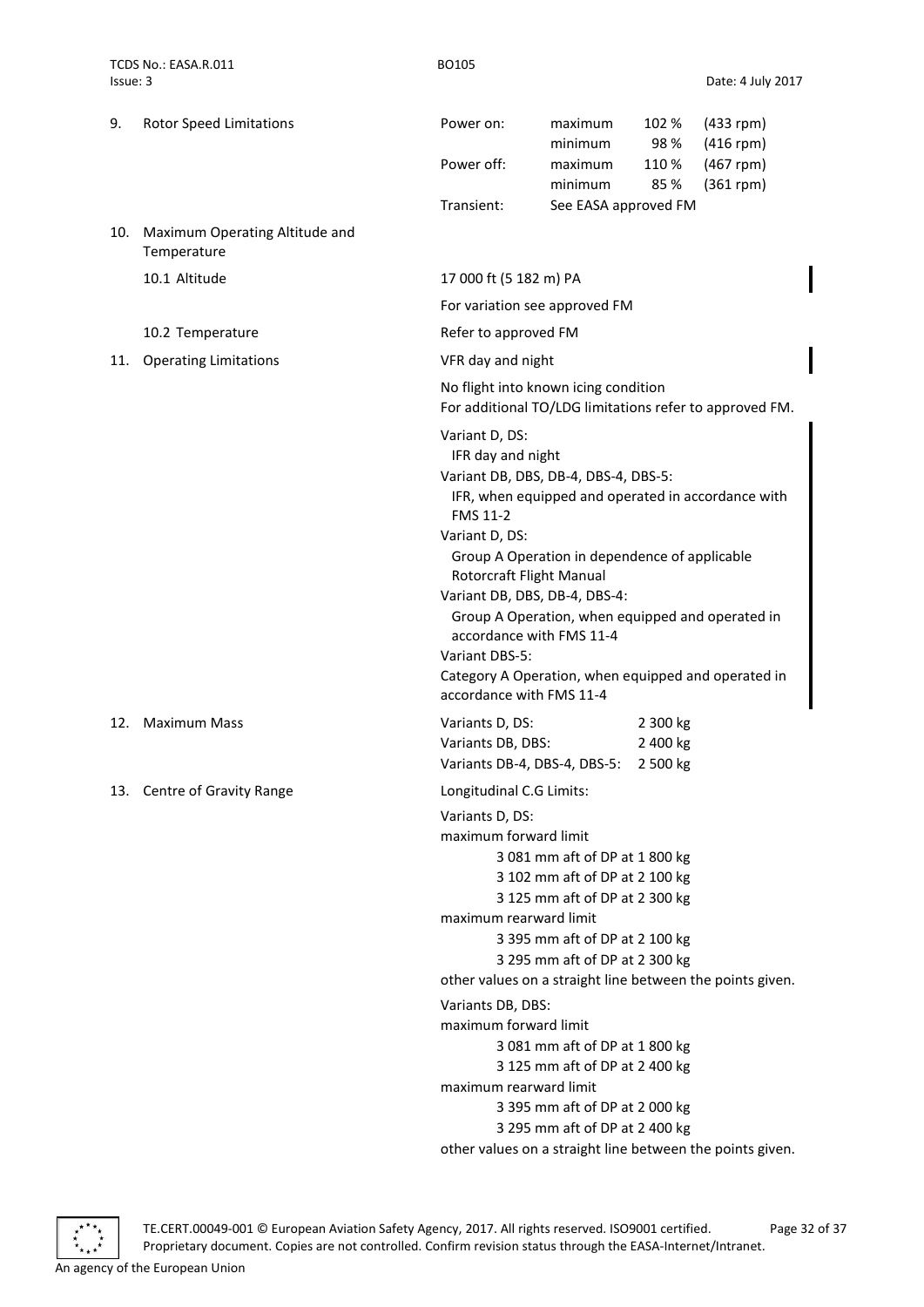9. Rotor Speed Limitations

| | | | |
|---|---|---|---|
| Power on: | maximum | 102 % | (433 rpm) |
| | minimum | 98 % | (416 rpm) |
| Power off: | maximum | 110 % | (467 rpm) |
| | minimum | 85 % | (361 rpm) |
| Transient: | See EASA approved FM | | |

10. Maximum Operating Altitude and Temperature

10.1 Altitude

17 000 ft (5 182 m) PA

For variation see approved FM

10.2 Temperature

Refer to approved FM

11. Operating Limitations

VFR day and night

No flight into known icing condition
For additional TO/LDG limitations refer to approved FM.

Variant D, DS:
IFR day and night
Variant DB, DBS, DB-4, DBS-4, DBS-5:
IFR, when equipped and operated in accordance with FMS 11-2
Variant D, DS:
Group A Operation in dependence of applicable Rotorcraft Flight Manual
Variant DB, DBS, DB-4, DBS-4:
Group A Operation, when equipped and operated in accordance with FMS 11-4
Variant DBS-5:
Category A Operation, when equipped and operated in accordance with FMS 11-4

12. Maximum Mass

| | |
|---|---|
| Variants D, DS: | 2 300 kg |
| Variants DB, DBS: | 2 400 kg |
| Variants DB-4, DBS-4, DBS-5: | 2 500 kg |

13. Centre of Gravity Range

Longitudinal C.G Limits:

Variants D, DS:
maximum forward limit
3 081 mm aft of DP at 1 800 kg
3 102 mm aft of DP at 2 100 kg
3 125 mm aft of DP at 2 300 kg
maximum rearward limit
3 395 mm aft of DP at 2 100 kg
3 295 mm aft of DP at 2 300 kg
other values on a straight line between the points given.

Variants DB, DBS:
maximum forward limit
3 081 mm aft of DP at 1 800 kg
3 125 mm aft of DP at 2 400 kg
maximum rearward limit
3 395 mm aft of DP at 2 000 kg
3 295 mm aft of DP at 2 400 kg
other values on a straight line between the points given.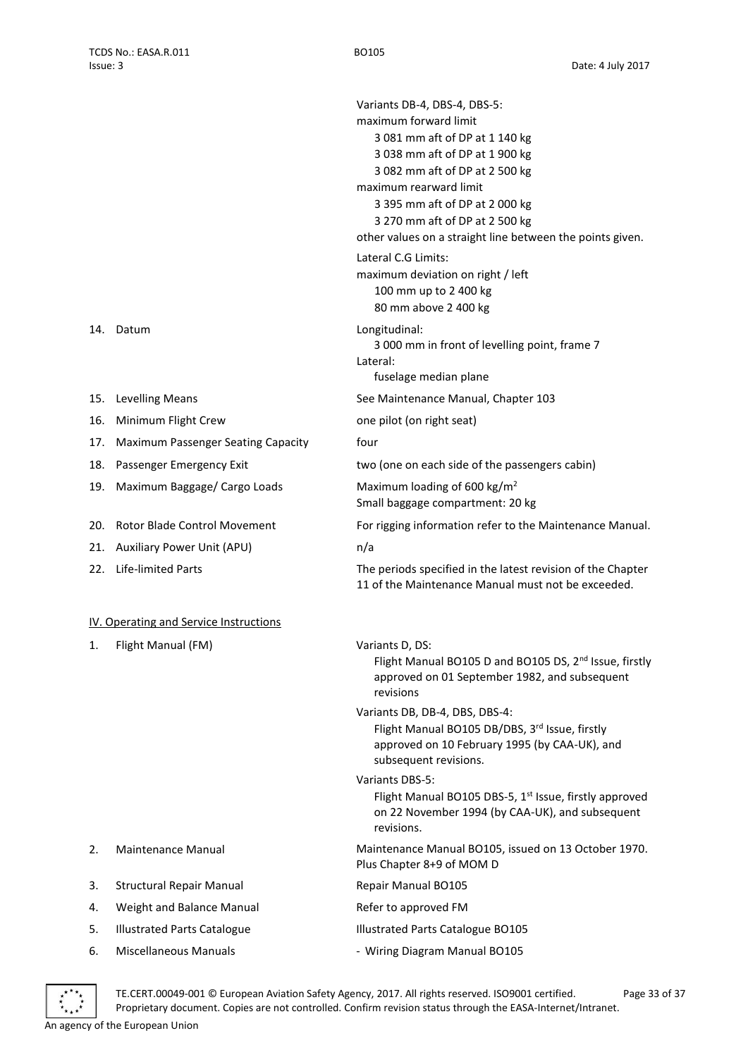Variants DB-4, DBS-4, DBS-5:
maximum forward limit
3 081 mm aft of DP at 1 140 kg
3 038 mm aft of DP at 1 900 kg
3 082 mm aft of DP at 2 500 kg
maximum rearward limit
3 395 mm aft of DP at 2 000 kg
3 270 mm aft of DP at 2 500 kg
other values on a straight line between the points given.

Lateral C.G Limits:
maximum deviation on right / left
100 mm up to 2 400 kg
80 mm above 2 400 kg

| | |
|---|---|
| 14. Datum | Longitudinal:<br>3 000 mm in front of levelling point, frame 7<br>Lateral:<br>fuselage median plane |
| 15. Levelling Means | See Maintenance Manual, Chapter 103 |
| 16. Minimum Flight Crew | one pilot (on right seat) |
| 17. Maximum Passenger Seating Capacity | four |
| 18. Passenger Emergency Exit | two (one on each side of the passengers cabin) |
| 19. Maximum Baggage/ Cargo Loads | Maximum loading of 600 kg/m$^2$<br>Small baggage compartment: 20 kg |
| 20. Rotor Blade Control Movement | For rigging information refer to the Maintenance Manual. |
| 21. Auxiliary Power Unit (APU) | n/a |
| 22. Life-limited Parts | The periods specified in the latest revision of the Chapter 11 of the Maintenance Manual must not be exceeded. |

## IV. Operating and Service Instructions

| | |
|---|---|
| 1. Flight Manual (FM) | Variants D, DS:<br>Flight Manual BO105 D and BO105 DS, 2nd Issue, firstly approved on 01 September 1982, and subsequent revisions<br>Variants DB, DB-4, DBS, DBS-4:<br>Flight Manual BO105 DB/DBS, 3rd Issue, firstly approved on 10 February 1995 (by CAA-UK), and subsequent revisions.<br>Variants DBS-5:<br>Flight Manual BO105 DBS-5, 1st Issue, firstly approved on 22 November 1994 (by CAA-UK), and subsequent revisions. |
| 2. Maintenance Manual | Maintenance Manual BO105, issued on 13 October 1970. Plus Chapter 8+9 of MOM D |
| 3. Structural Repair Manual | Repair Manual BO105 |
| 4. Weight and Balance Manual | Refer to approved FM |
| 5. Illustrated Parts Catalogue | Illustrated Parts Catalogue BO105 |
| 6. Miscellaneous Manuals | - Wiring Diagram Manual BO105 |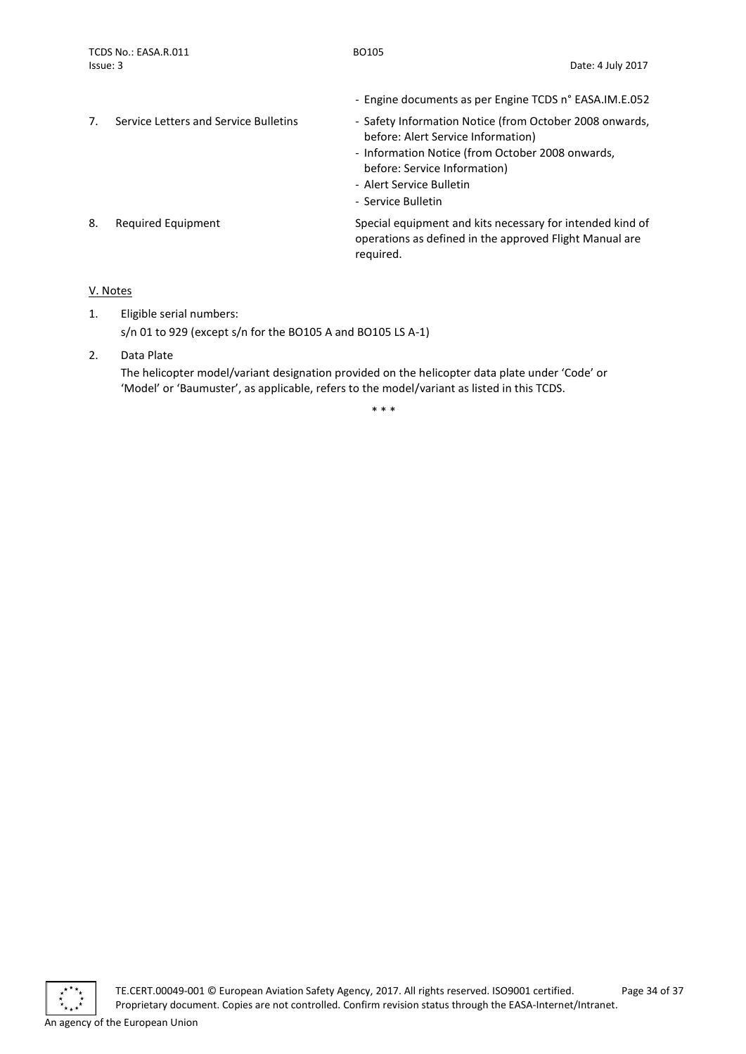| | | |
|---|---|---|
| | | - Engine documents as per Engine TCDS n° EASA.IM.E.052 |
| 7. | Service Letters and Service Bulletins | - Safety Information Notice (from October 2008 onwards, before: Alert Service Information)<br>- Information Notice (from October 2008 onwards, before: Service Information)<br>- Alert Service Bulletin<br>- Service Bulletin |
| 8. | Required Equipment | Special equipment and kits necessary for intended kind of operations as defined in the approved Flight Manual are required. |

## V. Notes

1. Eligible serial numbers:
   s/n 01 to 929 (except s/n for the BO105 A and BO105 LS A-1)

2. Data Plate
   The helicopter model/variant designation provided on the helicopter data plate under 'Code' or 'Model' or 'Baumuster', as applicable, refers to the model/variant as listed in this TCDS.

\* \* \*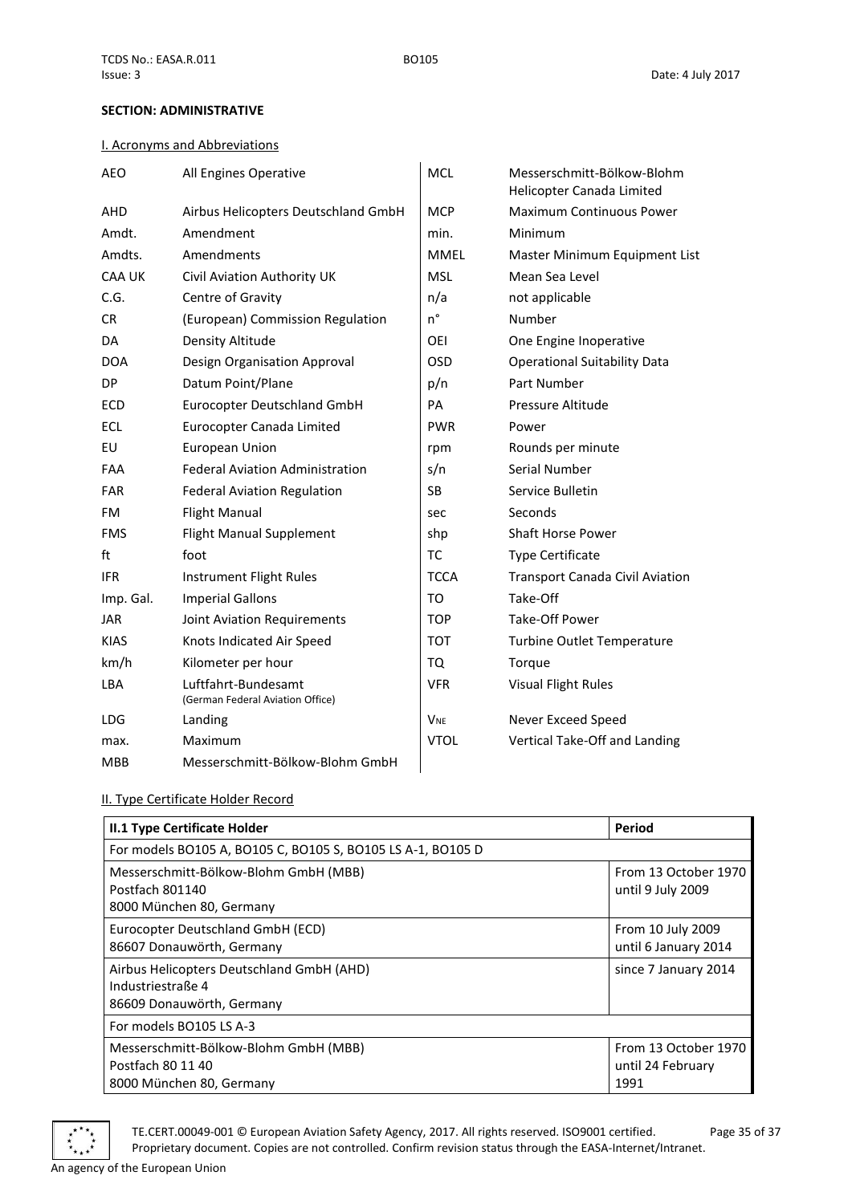## SECTION: ADMINISTRATIVE

### I. Acronyms and Abbreviations

| | | | |
|---|---|---|---|
| AEO | All Engines Operative | MCL | Messerschmitt-Bölkow-Blohm Helicopter Canada Limited |
| AHD | Airbus Helicopters Deutschland GmbH | MCP | Maximum Continuous Power |
| Amdt. | Amendment | min. | Minimum |
| Amdts. | Amendments | MMEL | Master Minimum Equipment List |
| CAA UK | Civil Aviation Authority UK | MSL | Mean Sea Level |
| C.G. | Centre of Gravity | n/a | not applicable |
| CR | (European) Commission Regulation | n° | Number |
| DA | Density Altitude | OEI | One Engine Inoperative |
| DOA | Design Organisation Approval | OSD | Operational Suitability Data |
| DP | Datum Point/Plane | p/n | Part Number |
| ECD | Eurocopter Deutschland GmbH | PA | Pressure Altitude |
| ECL | Eurocopter Canada Limited | PWR | Power |
| EU | European Union | rpm | Rounds per minute |
| FAA | Federal Aviation Administration | s/n | Serial Number |
| FAR | Federal Aviation Regulation | SB | Service Bulletin |
| FM | Flight Manual | sec | Seconds |
| FMS | Flight Manual Supplement | shp | Shaft Horse Power |
| ft | foot | TC | Type Certificate |
| IFR | Instrument Flight Rules | TCCA | Transport Canada Civil Aviation |
| Imp. Gal. | Imperial Gallons | TO | Take-Off |
| JAR | Joint Aviation Requirements | TOP | Take-Off Power |
| KIAS | Knots Indicated Air Speed | TOT | Turbine Outlet Temperature |
| km/h | Kilometer per hour | TQ | Torque |
| LBA | Luftfahrt-Bundesamt (German Federal Aviation Office) | VFR | Visual Flight Rules |
| LDG | Landing | $V_{NE}$ | Never Exceed Speed |
| max. | Maximum | VTOL | Vertical Take-Off and Landing |
| MBB | Messerschmitt-Bölkow-Blohm GmbH | | |

### II. Type Certificate Holder Record

| II.1 Type Certificate Holder | Period |
|---|---|
| For models BO105 A, BO105 C, BO105 S, BO105 LS A-1, BO105 D | |
| Messerschmitt-Bölkow-Blohm GmbH (MBB)<br>Postfach 801140<br>8000 München 80, Germany | From 13 October 1970 until 9 July 2009 |
| Eurocopter Deutschland GmbH (ECD)<br>86607 Donauwörth, Germany | From 10 July 2009 until 6 January 2014 |
| Airbus Helicopters Deutschland GmbH (AHD)<br>Industriestraße 4<br>86609 Donauwörth, Germany | since 7 January 2014 |
| For models BO105 LS A-3 | |
| Messerschmitt-Bölkow-Blohm GmbH (MBB)<br>Postfach 80 11 40<br>8000 München 80, Germany | From 13 October 1970 until 24 February 1991 |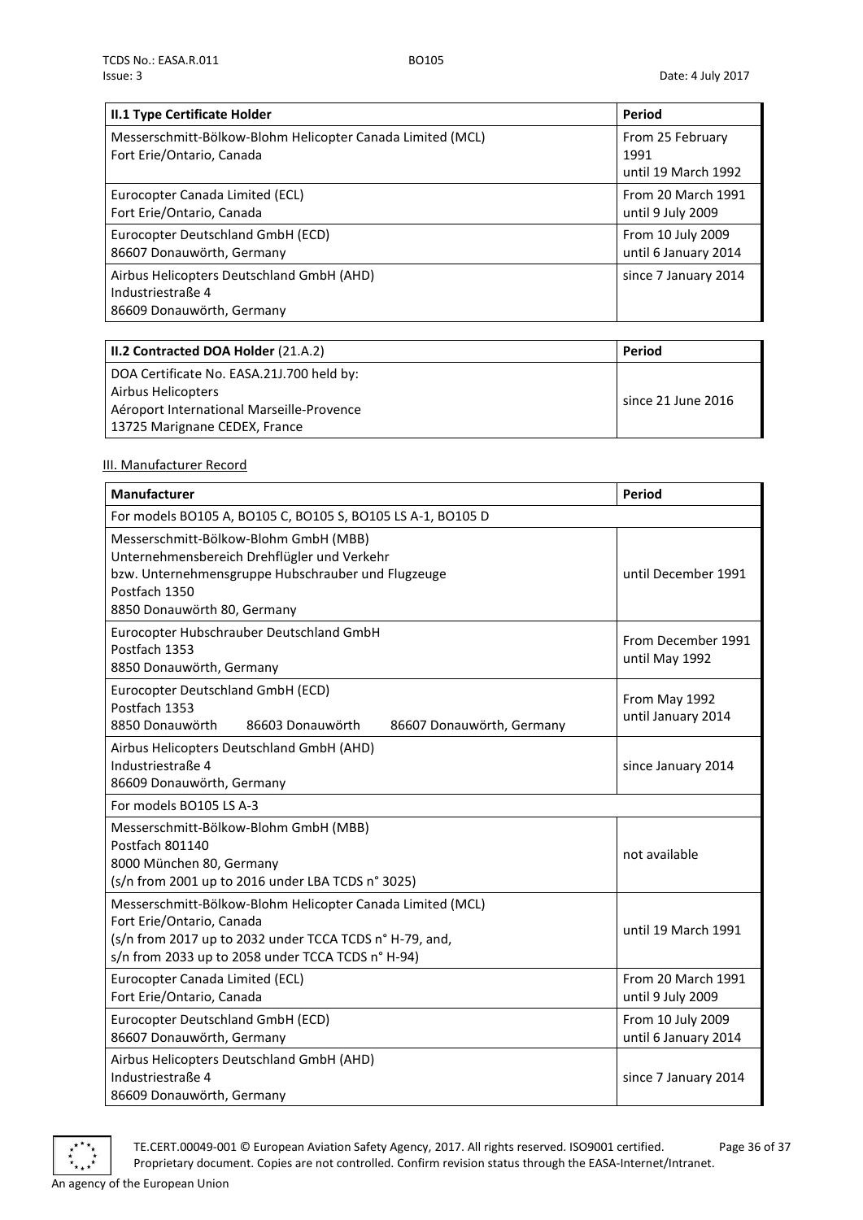| II.1 Type Certificate Holder | Period |
|---|---|
| Messerschmitt-Bölkow-Blohm Helicopter Canada Limited (MCL)<br>Fort Erie/Ontario, Canada | From 25 February 1991<br>until 19 March 1992 |
| Eurocopter Canada Limited (ECL)<br>Fort Erie/Ontario, Canada | From 20 March 1991<br>until 9 July 2009 |
| Eurocopter Deutschland GmbH (ECD)<br>86607 Donauwörth, Germany | From 10 July 2009<br>until 6 January 2014 |
| Airbus Helicopters Deutschland GmbH (AHD)<br>Industriestraße 4<br>86609 Donauwörth, Germany | since 7 January 2014 |

| II.2 Contracted DOA Holder (21.A.2) | Period |
|---|---|
| DOA Certificate No. EASA.21J.700 held by:<br>Airbus Helicopters<br>Aéroport International Marseille-Provence<br>13725 Marignane CEDEX, France | since 21 June 2016 |

III. Manufacturer Record

| Manufacturer | Period |
|---|---|
| For models BO105 A, BO105 C, BO105 S, BO105 LS A-1, BO105 D | |
| Messerschmitt-Bölkow-Blohm GmbH (MBB)<br>Unternehmensbereich Drehflügler und Verkehr<br>bzw. Unternehmensgruppe Hubschrauber und Flugzeuge<br>Postfach 1350<br>8850 Donauwörth 80, Germany | until December 1991 |
| Eurocopter Hubschrauber Deutschland GmbH<br>Postfach 1353<br>8850 Donauwörth, Germany | From December 1991<br>until May 1992 |
| Eurocopter Deutschland GmbH (ECD)<br>Postfach 1353<br>8850 Donauwörth 86603 Donauwörth 86607 Donauwörth, Germany | From May 1992<br>until January 2014 |
| Airbus Helicopters Deutschland GmbH (AHD)<br>Industriestraße 4<br>86609 Donauwörth, Germany | since January 2014 |
| For models BO105 LS A-3 | |
| Messerschmitt-Bölkow-Blohm GmbH (MBB)<br>Postfach 801140<br>8000 München 80, Germany<br>(s/n from 2001 up to 2016 under LBA TCDS n° 3025) | not available |
| Messerschmitt-Bölkow-Blohm Helicopter Canada Limited (MCL)<br>Fort Erie/Ontario, Canada<br>(s/n from 2017 up to 2032 under TCCA TCDS n° H-79, and,<br>s/n from 2033 up to 2058 under TCCA TCDS n° H-94) | until 19 March 1991 |
| Eurocopter Canada Limited (ECL)<br>Fort Erie/Ontario, Canada | From 20 March 1991<br>until 9 July 2009 |
| Eurocopter Deutschland GmbH (ECD)<br>86607 Donauwörth, Germany | From 10 July 2009<br>until 6 January 2014 |
| Airbus Helicopters Deutschland GmbH (AHD)<br>Industriestraße 4<br>86609 Donauwörth, Germany | since 7 January 2014 |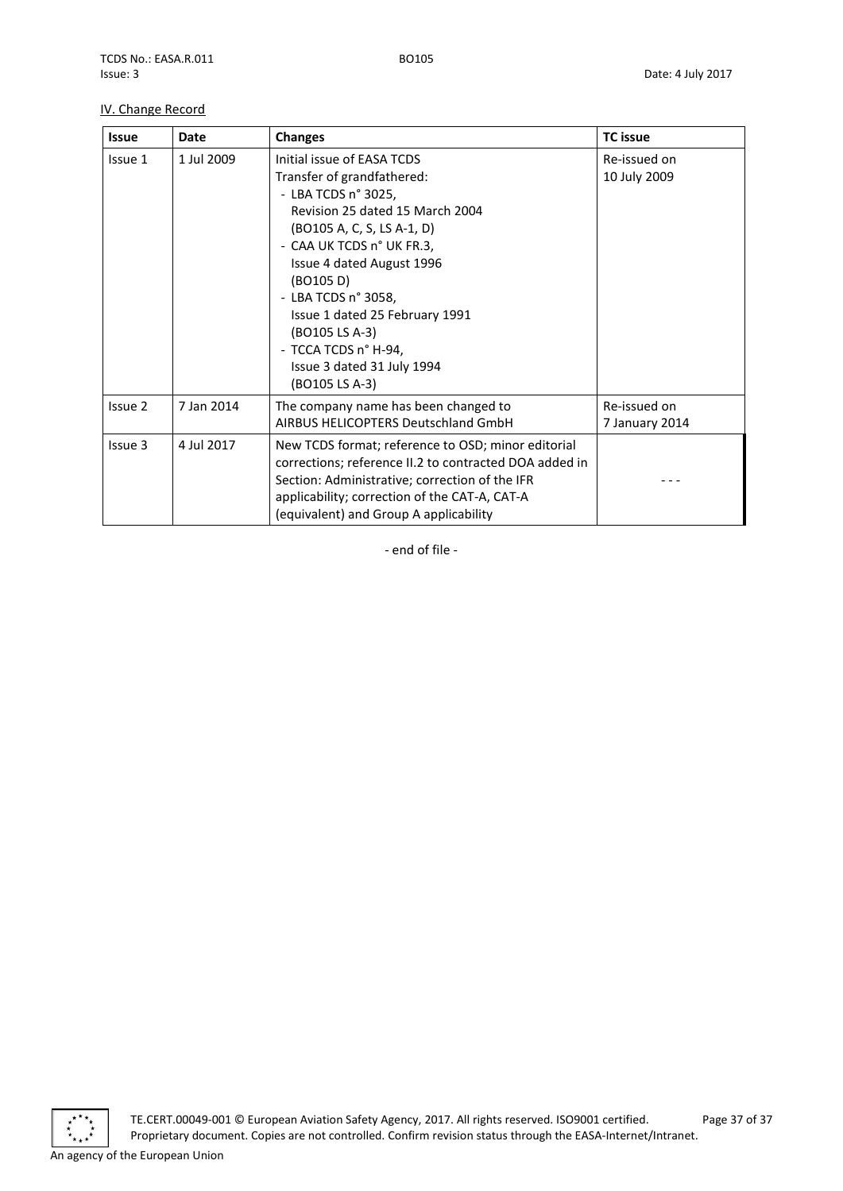IV. Change Record

| Issue | Date | Changes | TC issue |
|---|---|---|---|
| Issue 1 | 1 Jul 2009 | Initial issue of EASA TCDS<br>Transfer of grandfathered:<br>- LBA TCDS n° 3025, Revision 25 dated 15 March 2004 (BO105 A, C, S, LS A-1, D)<br>- CAA UK TCDS n° UK FR.3, Issue 4 dated August 1996 (BO105 D)<br>- LBA TCDS n° 3058, Issue 1 dated 25 February 1991 (BO105 LS A-3)<br>- TCCA TCDS n° H-94, Issue 3 dated 31 July 1994 (BO105 LS A-3) | Re-issued on 10 July 2009 |
| Issue 2 | 7 Jan 2014 | The company name has been changed to AIRBUS HELICOPTERS Deutschland GmbH | Re-issued on 7 January 2014 |
| Issue 3 | 4 Jul 2017 | New TCDS format; reference to OSD; minor editorial corrections; reference II.2 to contracted DOA added in Section: Administrative; correction of the IFR applicability; correction of the CAT-A, CAT-A (equivalent) and Group A applicability | - - - |

- end of file -